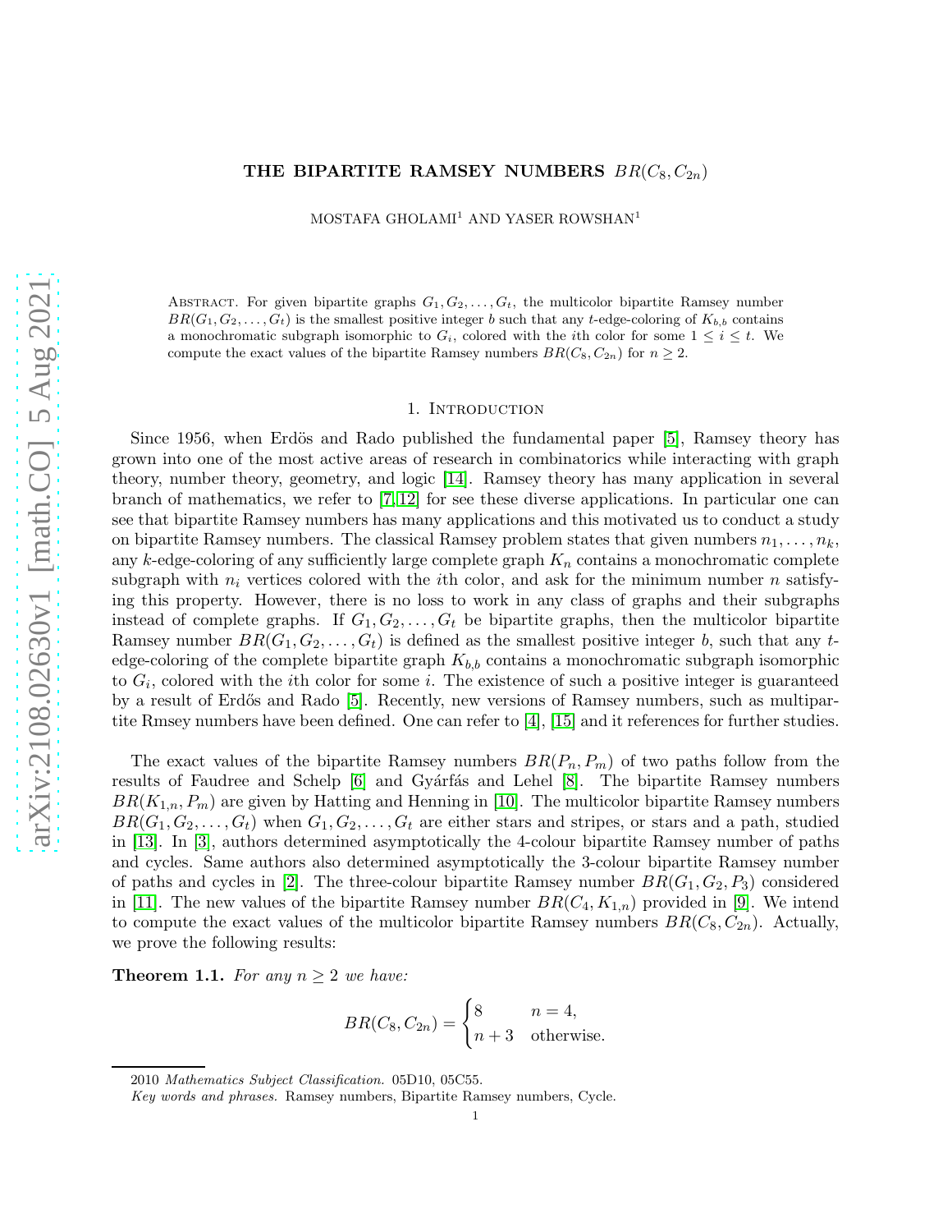# THE BIPARTITE RAMSEY NUMBERS $BR(C_8, C_{2n})$

MOSTAFA GHOLAMI[1] AND YASER ROWSHAN[1]

ABSTRACT. For given bipartite graphs $G_1, G_2, \ldots, G_t$, the multicolor bipartite Ramsey number $BR(G_1, G_2, \ldots, G_t)$ is the smallest positive integer $b$ such that any $t$-edge-coloring of $K_{b,b}$ contains a monochromatic subgraph isomorphic to $G_i$, colored with the $i$th color for some $1 \leq i \leq t$. We compute the exact values of the bipartite Ramsey numbers $BR(C_8, C_{2n})$ for $n \geq 2$.

## 1. Introduction

Since 1956, when Erdös and Rado published the fundamental paper [5], Ramsey theory has grown into one of the most active areas of research in combinatorics while interacting with graph theory, number theory, geometry, and logic [14]. Ramsey theory has many application in several branch of mathematics, we refer to [7, 12] for see these diverse applications. In particular one can see that bipartite Ramsey numbers has many applications and this motivated us to conduct a study on bipartite Ramsey numbers. The classical Ramsey problem states that given numbers $n_1, \ldots, n_k$, any $k$-edge-coloring of any sufficiently large complete graph $K_n$ contains a monochromatic complete subgraph with $n_i$ vertices colored with the $i$th color, and ask for the minimum number $n$ satisfying this property. However, there is no loss to work in any class of graphs and their subgraphs instead of complete graphs. If $G_1, G_2, \ldots, G_t$ be bipartite graphs, then the multicolor bipartite Ramsey number $BR(G_1, G_2, \ldots, G_t)$ is defined as the smallest positive integer $b$, such that any $t$-edge-coloring of the complete bipartite graph $K_{b,b}$ contains a monochromatic subgraph isomorphic to $G_i$, colored with the $i$th color for some $i$. The existence of such a positive integer is guaranteed by a result of Erdős and Rado [5]. Recently, new versions of Ramsey numbers, such as multipartite Rmsey numbers have been defined. One can refer to [4], [15] and it references for further studies.

The exact values of the bipartite Ramsey numbers $BR(P_n, P_m)$ of two paths follow from the results of Faudree and Schelp [6] and Gyárfás and Lehel [8]. The bipartite Ramsey numbers $BR(K_{1,n}, P_m)$ are given by Hatting and Henning in [10]. The multicolor bipartite Ramsey numbers $BR(G_1, G_2, \ldots, G_t)$ when $G_1, G_2, \ldots, G_t$ are either stars and stripes, or stars and a path, studied in [13]. In [3], authors determined asymptotically the 4-colour bipartite Ramsey number of paths and cycles. Same authors also determined asymptotically the 3-colour bipartite Ramsey number of paths and cycles in [2]. The three-colour bipartite Ramsey number $BR(G_1, G_2, P_3)$ considered in [11]. The new values of the bipartite Ramsey number $BR(C_4, K_{1,n})$ provided in [9]. We intend to compute the exact values of the multicolor bipartite Ramsey numbers $BR(C_8, C_{2n})$. Actually, we prove the following results:

**Theorem 1.1.** *For any $n \geq 2$ we have:*

$$BR(C_8, C_{2n}) = \begin{cases} 8 & n = 4, \\ n + 3 & \text{otherwise.} \end{cases}$$

2010 *Mathematics Subject Classification.* 05D10, 05C55.

*Key words and phrases.* Ramsey numbers, Bipartite Ramsey numbers, Cycle.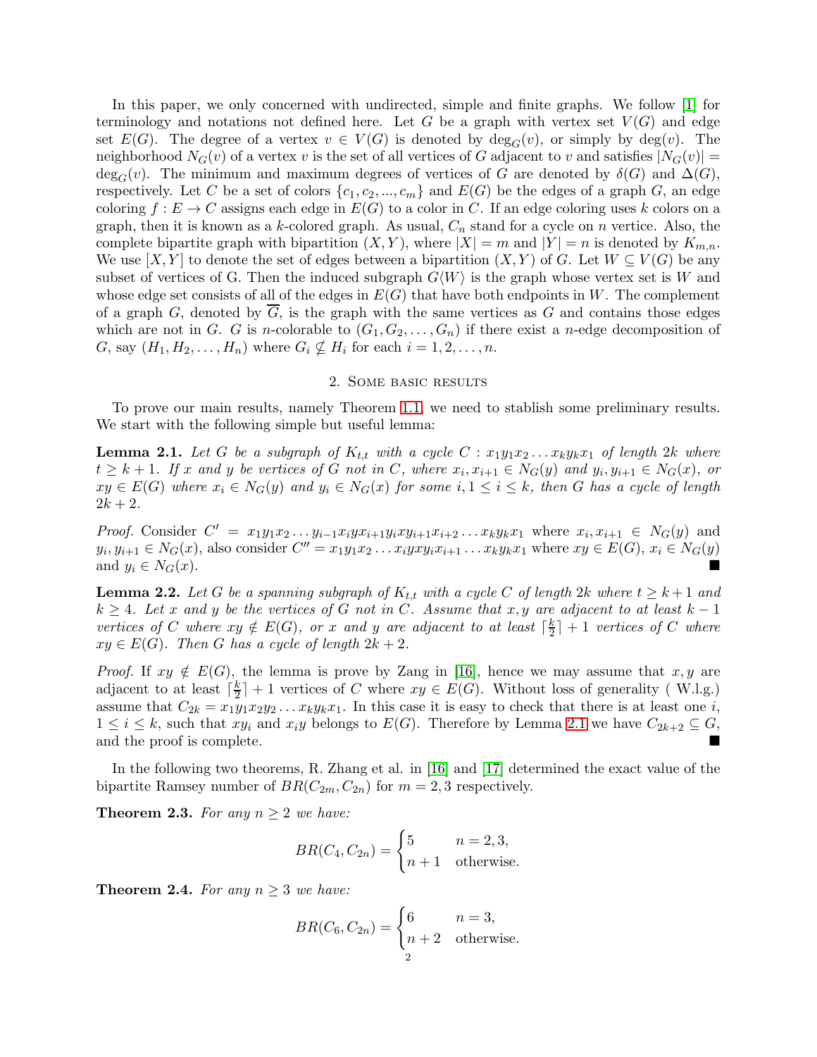In this paper, we only concerned with undirected, simple and finite graphs. We follow [1] for terminology and notations not defined here. Let $G$ be a graph with vertex set $V(G)$ and edge set $E(G)$. The degree of a vertex $v \in V(G)$ is denoted by $\deg_G(v)$, or simply by $\deg(v)$. The neighborhood $N_G(v)$ of a vertex $v$ is the set of all vertices of $G$ adjacent to $v$ and satisfies $|N_G(v)| = \deg_G(v)$. The minimum and maximum degrees of vertices of $G$ are denoted by $\delta(G)$ and $\Delta(G)$, respectively. Let $C$ be a set of colors $\{c_1, c_2, ..., c_m\}$ and $E(G)$ be the edges of a graph $G$, an edge coloring $f : E \to C$ assigns each edge in $E(G)$ to a color in $C$. If an edge coloring uses $k$ colors on a graph, then it is known as a $k$-colored graph. As usual, $C_n$ stand for a cycle on $n$ vertice. Also, the complete bipartite graph with bipartition $(X, Y)$, where $|X| = m$ and $|Y| = n$ is denoted by $K_{m,n}$. We use $[X, Y]$ to denote the set of edges between a bipartition $(X, Y)$ of $G$. Let $W \subseteq V(G)$ be any subset of vertices of G. Then the induced subgraph $G\langle W\rangle$ is the graph whose vertex set is $W$ and whose edge set consists of all of the edges in $E(G)$ that have both endpoints in $W$. The complement of a graph $G$, denoted by $\overline{G}$, is the graph with the same vertices as $G$ and contains those edges which are not in $G$. $G$ is $n$-colorable to $(G_1, G_2, \ldots, G_n)$ if there exist a $n$-edge decomposition of $G$, say $(H_1, H_2, \ldots, H_n)$ where $G_i \nsubseteq H_i$ for each $i = 1, 2, \ldots, n$.

## 2. Some basic results

To prove our main results, namely Theorem 1.1, we need to stablish some preliminary results. We start with the following simple but useful lemma:

**Lemma 2.1.** *Let $G$ be a subgraph of $K_{t,t}$ with a cycle $C : x_1y_1x_2 \ldots x_ky_kx_1$ of length $2k$ where $t \geq k + 1$. If $x$ and $y$ be vertices of $G$ not in $C$, where $x_i, x_{i+1} \in N_G(y)$ and $y_i, y_{i+1} \in N_G(x)$, or $xy \in E(G)$ where $x_i \in N_G(y)$ and $y_i \in N_G(x)$ for some $i, 1 \leq i \leq k$, then $G$ has a cycle of length $2k + 2$.*

*Proof.* Consider $C' = x_1y_1x_2 \ldots y_{i-1}x_iyx_{i+1}y_ixy_{i+1}x_{i+2} \ldots x_ky_kx_1$ where $x_i, x_{i+1} \in N_G(y)$ and $y_i, y_{i+1} \in N_G(x)$, also consider $C'' = x_1y_1x_2 \ldots x_iyxy_ix_{i+1} \ldots x_ky_kx_1$ where $xy \in E(G)$, $x_i \in N_G(y)$ and $y_i \in N_G(x)$. ■

**Lemma 2.2.** *Let $G$ be a spanning subgraph of $K_{t,t}$ with a cycle $C$ of length $2k$ where $t \geq k+1$ and $k \geq 4$. Let $x$ and $y$ be the vertices of $G$ not in $C$. Assume that $x, y$ are adjacent to at least $k - 1$ vertices of $C$ where $xy \notin E(G)$, or $x$ and $y$ are adjacent to at least $\lceil \frac{k}{2} \rceil + 1$ vertices of $C$ where $xy \in E(G)$. Then $G$ has a cycle of length $2k + 2$.*

*Proof.* If $xy \notin E(G)$, the lemma is prove by Zang in [16], hence we may assume that $x, y$ are adjacent to at least $\lceil \frac{k}{2} \rceil + 1$ vertices of $C$ where $xy \in E(G)$. Without loss of generality ( W.l.g.) assume that $C_{2k} = x_1y_1x_2y_2 \ldots x_ky_kx_1$. In this case it is easy to check that there is at least one $i$, $1 \leq i \leq k$, such that $xy_i$ and $x_iy$ belongs to $E(G)$. Therefore by Lemma 2.1 we have $C_{2k+2} \subseteq G$, and the proof is complete. ■

In the following two theorems, R. Zhang et al. in [16] and [17] determined the exact value of the bipartite Ramsey number of $BR(C_{2m}, C_{2n})$ for $m = 2, 3$ respectively.

**Theorem 2.3.** *For any $n \geq 2$ we have:*

$$BR(C_4, C_{2n}) = \begin{cases} 5 & n = 2, 3, \\ n + 1 & \text{otherwise.} \end{cases}$$

**Theorem 2.4.** *For any $n \geq 3$ we have:*

$$BR(C_6, C_{2n}) = \begin{cases} 6 & n = 3, \\ n + 2 & \text{otherwise.} \end{cases}$$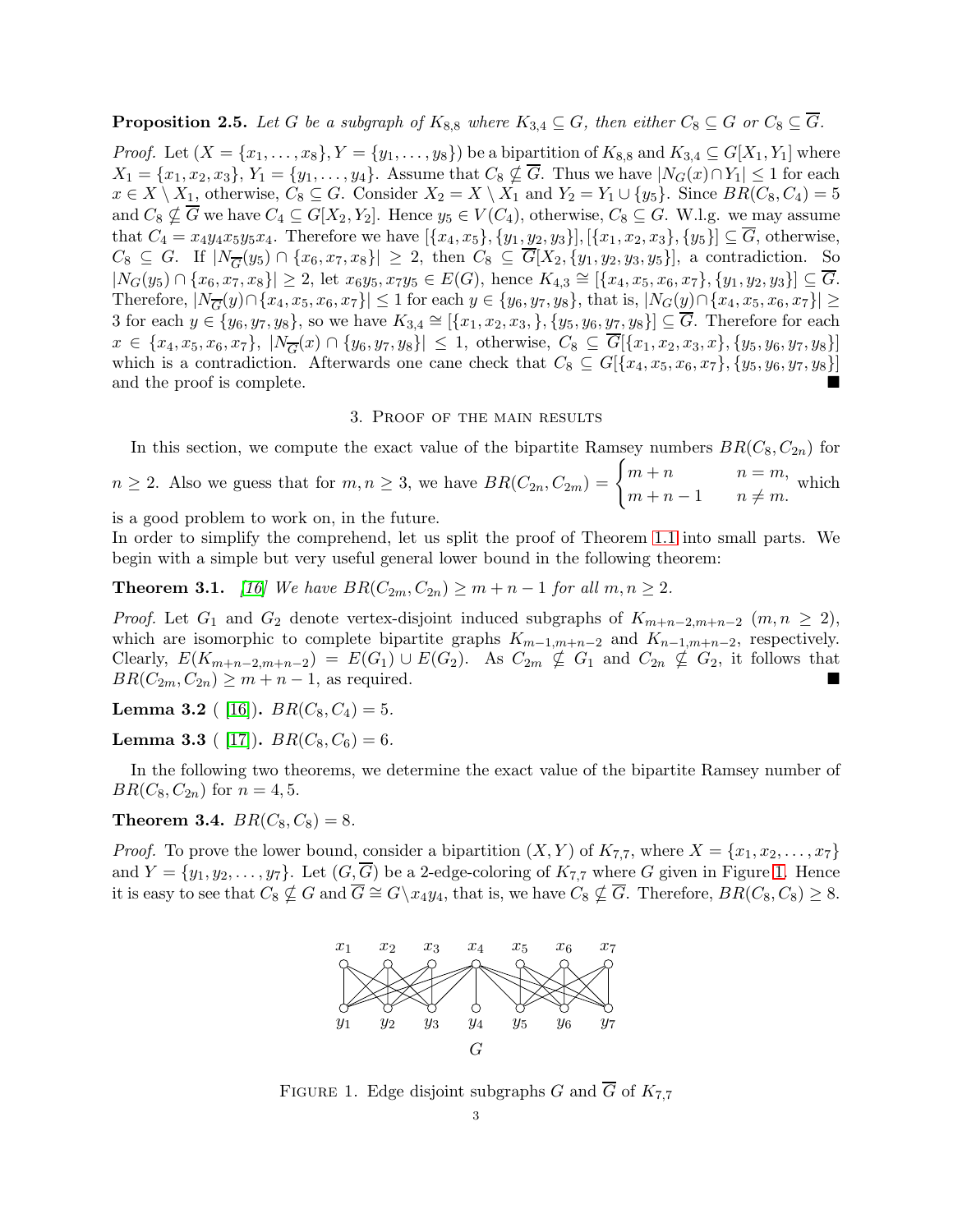**Proposition 2.5.** *Let $G$ be a subgraph of $K_{8,8}$ where $K_{3,4} \subseteq G$, then either $C_8 \subseteq G$ or $C_8 \subseteq \overline{G}$.*

*Proof.* Let $(X = \{x_1, \dots, x_8\}, Y = \{y_1, \dots, y_8\})$ be a bipartition of $K_{8,8}$ and $K_{3,4} \subseteq G[X_1, Y_1]$ where $X_1 = \{x_1, x_2, x_3\}$, $Y_1 = \{y_1, \dots, y_4\}$. Assume that $C_8 \nsubseteq \overline{G}$. Thus we have $|N_G(x) \cap Y_1| \leq 1$ for each $x \in X \setminus X_1$, otherwise, $C_8 \subseteq G$. Consider $X_2 = X \setminus X_1$ and $Y_2 = Y_1 \cup \{y_5\}$. Since $BR(C_8, C_4) = 5$ and $C_8 \nsubseteq \overline{G}$ we have $C_4 \subseteq G[X_2, Y_2]$. Hence $y_5 \in V(C_4)$, otherwise, $C_8 \subseteq G$. W.l.g. we may assume that $C_4 = x_4y_4x_5y_5x_4$. Therefore we have $[\{x_4, x_5\}, \{y_1, y_2, y_3\}], [\{x_1, x_2, x_3\}, \{y_5\}] \subseteq \overline{G}$, otherwise, $C_8 \subseteq G$. If $|N_{\overline{G}}(y_5) \cap \{x_6, x_7, x_8\}| \geq 2$, then $C_8 \subseteq \overline{G}[X_2, \{y_1, y_2, y_3, y_5\}]$, a contradiction. So $|N_G(y_5) \cap \{x_6, x_7, x_8\}| \geq 2$, let $x_6y_5, x_7y_5 \in E(G)$, hence $K_{4,3} \cong [\{x_4, x_5, x_6, x_7\}, \{y_1, y_2, y_3\}] \subseteq \overline{G}$. Therefore, $|N_{\overline{G}}(y) \cap \{x_4, x_5, x_6, x_7\}| \leq 1$ for each $y \in \{y_6, y_7, y_8\}$, that is, $|N_G(y) \cap \{x_4, x_5, x_6, x_7\}| \geq 3$ for each $y \in \{y_6, y_7, y_8\}$, so we have $K_{3,4} \cong [\{x_1, x_2, x_3, \}, \{y_5, y_6, y_7, y_8\}] \subseteq \overline{G}$. Therefore for each $x \in \{x_4, x_5, x_6, x_7\}$, $|N_{\overline{G}}(x) \cap \{y_6, y_7, y_8\}| \leq 1$, otherwise, $C_8 \subseteq \overline{G}[\{x_1, x_2, x_3, x\}, \{y_5, y_6, y_7, y_8\}]$ which is a contradiction. Afterwards one cane check that $C_8 \subseteq G[\{x_4, x_5, x_6, x_7\}, \{y_5, y_6, y_7, y_8\}]$ and the proof is complete. ∎

## 3. Proof of the main results

In this section, we compute the exact value of the bipartite Ramsey numbers $BR(C_8, C_{2n})$ for $n \geq 2$. Also we guess that for $m, n \geq 3$, we have $BR(C_{2n}, C_{2m}) = \begin{cases} m+n & n = m, \\ m+n-1 & n \neq m. \end{cases}$ which is a good problem to work on, in the future.

In order to simplify the comprehend, let us split the proof of Theorem 1.1 into small parts. We begin with a simple but very useful general lower bound in the following theorem:

**Theorem 3.1.** *[16] We have $BR(C_{2m}, C_{2n}) \geq m+n-1$ for all $m, n \geq 2$.*

*Proof.* Let $G_1$ and $G_2$ denote vertex-disjoint induced subgraphs of $K_{m+n-2,m+n-2}$ $(m, n \geq 2)$, which are isomorphic to complete bipartite graphs $K_{m-1,m+n-2}$ and $K_{n-1,m+n-2}$, respectively. Clearly, $E(K_{m+n-2,m+n-2}) = E(G_1) \cup E(G_2)$. As $C_{2m} \nsubseteq G_1$ and $C_{2n} \nsubseteq G_2$, it follows that $BR(C_{2m}, C_{2n}) \geq m+n-1$, as required. ∎

**Lemma 3.2** ( [16]). $BR(C_8, C_4) = 5$.

**Lemma 3.3** ( [17]). $BR(C_8, C_6) = 6$.

In the following two theorems, we determine the exact value of the bipartite Ramsey number of $BR(C_8, C_{2n})$ for $n = 4, 5$.

**Theorem 3.4.** $BR(C_8, C_8) = 8$.

*Proof.* To prove the lower bound, consider a bipartition $(X, Y)$ of $K_{7,7}$, where $X = \{x_1, x_2, \dots, x_7\}$ and $Y = \{y_1, y_2, \dots, y_7\}$. Let $(G, \overline{G})$ be a 2-edge-coloring of $K_{7,7}$ where $G$ given in Figure 1. Hence it is easy to see that $C_8 \nsubseteq G$ and $\overline{G} \cong G \backslash x_4y_4$, that is, we have $C_8 \nsubseteq \overline{G}$. Therefore, $BR(C_8, C_8) \geq 8$.

$x_1$ $x_2$ $x_3$ $x_4$ $x_5$ $x_6$ $x_7$

$y_1$ $y_2$ $y_3$ $y_4$ $y_5$ $y_6$ $y_7$

$G$

Figure 1. Edge disjoint subgraphs $G$ and $\overline{G}$ of $K_{7,7}$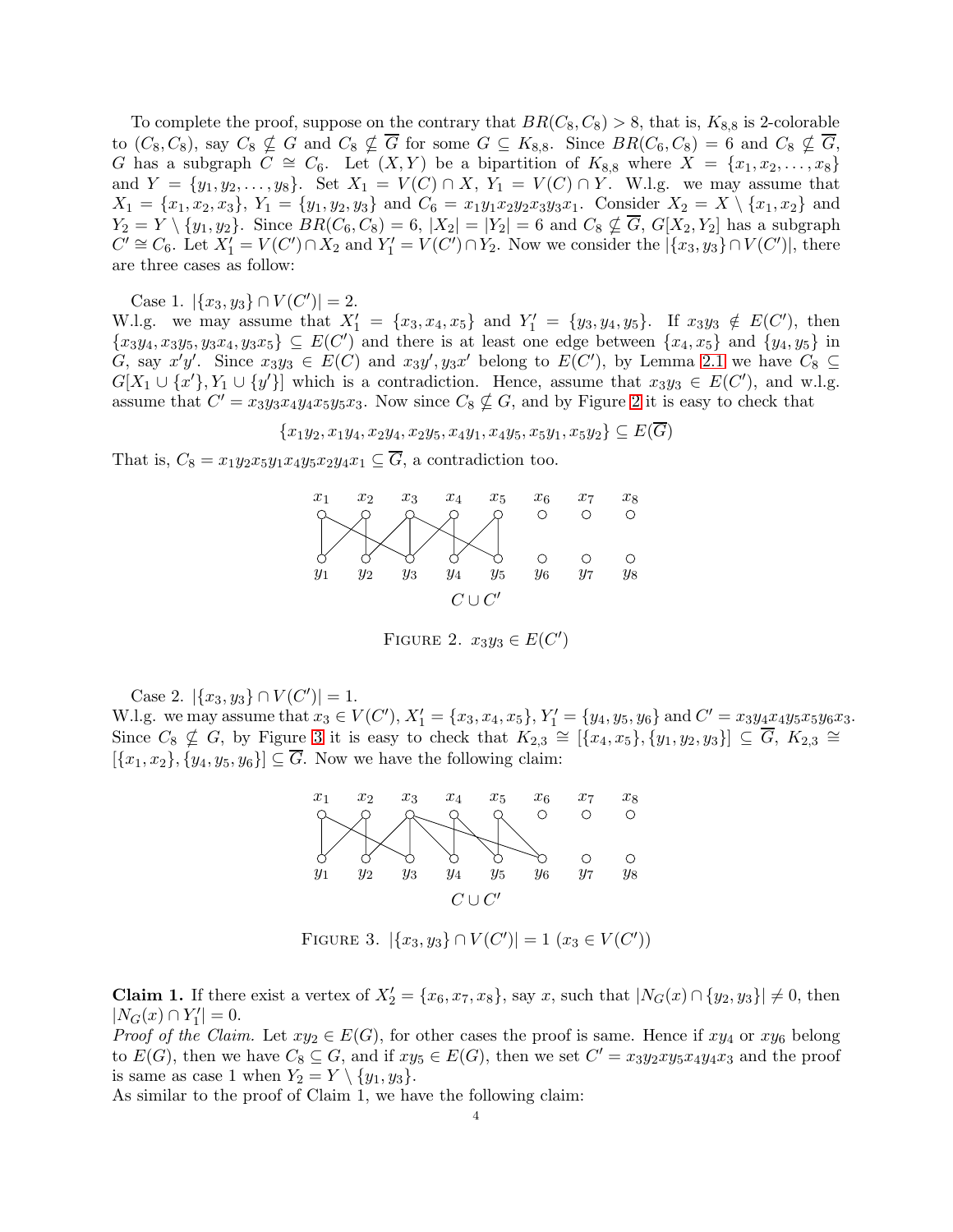To complete the proof, suppose on the contrary that $BR(C_8, C_8) > 8$, that is, $K_{8,8}$ is 2-colorable to $(C_8, C_8)$, say $C_8 \nsubseteq G$ and $C_8 \nsubseteq \overline{G}$ for some $G \subseteq K_{8,8}$. Since $BR(C_6, C_8) = 6$ and $C_8 \nsubseteq \overline{G}$, $G$ has a subgraph $C \cong C_6$. Let $(X, Y)$ be a bipartition of $K_{8,8}$ where $X = \{x_1, x_2, \ldots, x_8\}$ and $Y = \{y_1, y_2, \ldots, y_8\}$. Set $X_1 = V(C) \cap X$, $Y_1 = V(C) \cap Y$. W.l.g. we may assume that $X_1 = \{x_1, x_2, x_3\}$, $Y_1 = \{y_1, y_2, y_3\}$ and $C_6 = x_1y_1x_2y_2x_3y_3x_1$. Consider $X_2 = X \setminus \{x_1, x_2\}$ and $Y_2 = Y \setminus \{y_1, y_2\}$. Since $BR(C_6, C_8) = 6$, $|X_2| = |Y_2| = 6$ and $C_8 \nsubseteq \overline{G}$, $G[X_2, Y_2]$ has a subgraph $C' \cong C_6$. Let $X_1' = V(C') \cap X_2$ and $Y_1' = V(C') \cap Y_2$. Now we consider the $|\{x_3, y_3\} \cap V(C')|$, there are three cases as follow:

Case 1. $|\{x_3, y_3\} \cap V(C')| = 2$.
W.l.g. we may assume that $X_1' = \{x_3, x_4, x_5\}$ and $Y_1' = \{y_3, y_4, y_5\}$. If $x_3y_3 \notin E(C')$, then $\{x_3y_4, x_3y_5, y_3x_4, y_3x_5\} \subseteq E(C')$ and there is at least one edge between $\{x_4, x_5\}$ and $\{y_4, y_5\}$ in $G$, say $x'y'$. Since $x_3y_3 \in E(C)$ and $x_3y', y_3x'$ belong to $E(C')$, by Lemma 2.1 we have $C_8 \subseteq G[X_1 \cup \{x'\}, Y_1 \cup \{y'\}]$ which is a contradiction. Hence, assume that $x_3y_3 \in E(C')$, and w.l.g. assume that $C' = x_3y_3x_4y_4x_5y_5x_3$. Now since $C_8 \nsubseteq G$, and by Figure 2 it is easy to check that

$$\{x_1y_2, x_1y_4, x_2y_4, x_2y_5, x_4y_1, x_4y_5, x_5y_1, x_5y_2\} \subseteq E(\overline{G})$$

That is, $C_8 = x_1y_2x_5y_1x_4y_5x_2y_4x_1 \subseteq \overline{G}$, a contradiction too.

$x_1$ $x_2$ $x_3$ $x_4$ $x_5$ $x_6$ $x_7$ $x_8$

$y_1$ $y_2$ $y_3$ $y_4$ $y_5$ $y_6$ $y_7$ $y_8$

$C \cup C'$

Figure 2. $x_3y_3 \in E(C')$

Case 2. $|\{x_3, y_3\} \cap V(C')| = 1$.
W.l.g. we may assume that $x_3 \in V(C')$, $X_1' = \{x_3, x_4, x_5\}$, $Y_1' = \{y_4, y_5, y_6\}$ and $C' = x_3y_4x_4y_5x_5y_6x_3$. Since $C_8 \nsubseteq G$, by Figure 3 it is easy to check that $K_{2,3} \cong [\{x_4, x_5\}, \{y_1, y_2, y_3\}] \subseteq \overline{G}$, $K_{2,3} \cong [\{x_1, x_2\}, \{y_4, y_5, y_6\}] \subseteq \overline{G}$. Now we have the following claim:

$x_1$ $x_2$ $x_3$ $x_4$ $x_5$ $x_6$ $x_7$ $x_8$

$y_1$ $y_2$ $y_3$ $y_4$ $y_5$ $y_6$ $y_7$ $y_8$

$C \cup C'$

Figure 3. $|\{x_3, y_3\} \cap V(C')| = 1$ ($x_3 \in V(C')$)

**Claim 1.** If there exist a vertex of $X_2' = \{x_6, x_7, x_8\}$, say $x$, such that $|N_G(x) \cap \{y_2, y_3\}| \neq 0$, then $|N_G(x) \cap Y_1'| = 0$.
*Proof of the Claim.* Let $xy_2 \in E(G)$, for other cases the proof is same. Hence if $xy_4$ or $xy_6$ belong to $E(G)$, then we have $C_8 \subseteq G$, and if $xy_5 \in E(G)$, then we set $C' = x_3y_2xy_5x_4y_4x_3$ and the proof is same as case 1 when $Y_2 = Y \setminus \{y_1, y_3\}$.
As similar to the proof of Claim 1, we have the following claim: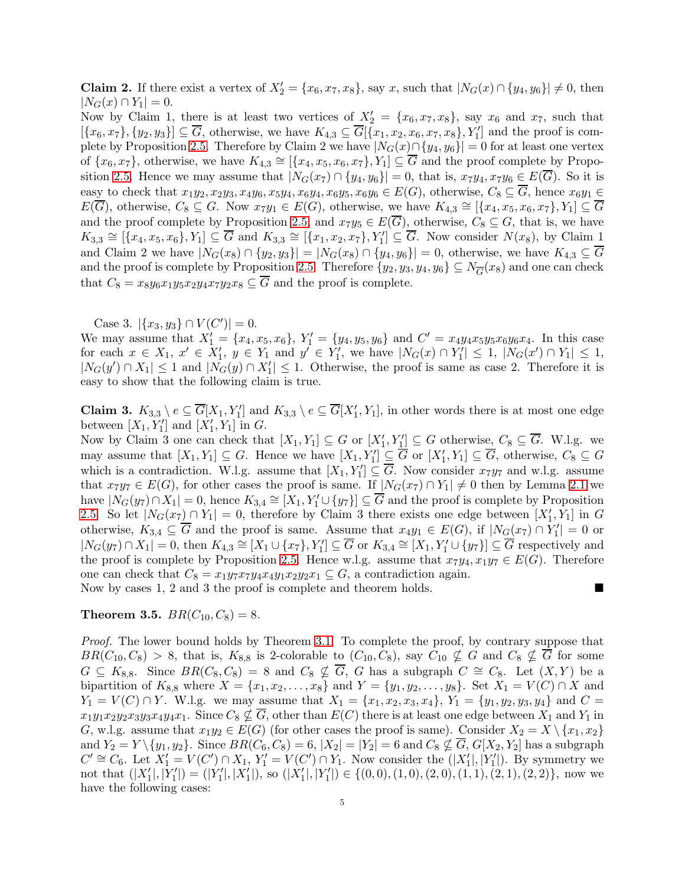**Claim 2.** If there exist a vertex of $X_2' = \{x_6, x_7, x_8\}$, say $x$, such that $|N_G(x) \cap \{y_4, y_6\}| \neq 0$, then $|N_G(x) \cap Y_1| = 0$.

Now by Claim 1, there is at least two vertices of $X_2' = \{x_6, x_7, x_8\}$, say $x_6$ and $x_7$, such that $[\{x_6, x_7\}, \{y_2, y_3\}] \subseteq \overline{G}$, otherwise, we have $K_{4,3} \subseteq \overline{G}[\{x_1, x_2, x_6, x_7, x_8\}, Y_1']$ and the proof is complete by Proposition 2.5. Therefore by Claim 2 we have $|N_G(x) \cap \{y_4, y_6\}| = 0$ for at least one vertex of $\{x_6, x_7\}$, otherwise, we have $K_{4,3} \cong [\{x_4, x_5, x_6, x_7\}, Y_1] \subseteq \overline{G}$ and the proof complete by Proposition 2.5. Hence we may assume that $|N_G(x_7) \cap \{y_4, y_6\}| = 0$, that is, $x_7y_4, x_7y_6 \in E(\overline{G})$. So it is easy to check that $x_1y_2, x_2y_3, x_4y_6, x_5y_4, x_6y_4, x_6y_5, x_6y_6 \in E(G)$, otherwise, $C_8 \subseteq \overline{G}$, hence $x_6y_1 \in E(\overline{G})$, otherwise, $C_8 \subseteq G$. Now $x_7y_1 \in E(G)$, otherwise, we have $K_{4,3} \cong [\{x_4, x_5, x_6, x_7\}, Y_1] \subseteq \overline{G}$ and the proof complete by Proposition 2.5, and $x_7y_5 \in E(\overline{G})$, otherwise, $C_8 \subseteq G$, that is, we have $K_{3,3} \cong [\{x_4, x_5, x_6\}, Y_1] \subseteq \overline{G}$ and $K_{3,3} \cong [\{x_1, x_2, x_7\}, Y_1'] \subseteq \overline{G}$. Now consider $N(x_8)$, by Claim 1 and Claim 2 we have $|N_G(x_8) \cap \{y_2, y_3\}| = |N_G(x_8) \cap \{y_4, y_6\}| = 0$, otherwise, we have $K_{4,3} \subseteq \overline{G}$ and the proof is complete by Proposition 2.5. Therefore $\{y_2, y_3, y_4, y_6\} \subseteq N_{\overline{G}}(x_8)$ and one can check that $C_8 = x_8y_6x_1y_5x_2y_4x_7y_2x_8 \subseteq \overline{G}$ and the proof is complete.

Case 3. $|\{x_3, y_3\} \cap V(C')| = 0$.

We may assume that $X_1' = \{x_4, x_5, x_6\}$, $Y_1' = \{y_4, y_5, y_6\}$ and $C' = x_4y_4x_5y_5x_6y_6x_4$. In this case for each $x \in X_1$, $x' \in X_1'$, $y \in Y_1$ and $y' \in Y_1'$, we have $|N_G(x) \cap Y_1'| \leq 1$, $|N_G(x') \cap Y_1| \leq 1$, $|N_G(y') \cap X_1| \leq 1$ and $|N_G(y) \cap X_1'| \leq 1$. Otherwise, the proof is same as case 2. Therefore it is easy to show that the following claim is true.

**Claim 3.** $K_{3,3} \setminus e \subseteq \overline{G}[X_1, Y_1']$ and $K_{3,3} \setminus e \subseteq \overline{G}[X_1', Y_1]$, in other words there is at most one edge between $[X_1, Y_1']$ and $[X_1', Y_1]$ in $G$.

Now by Claim 3 one can check that $[X_1, Y_1] \subseteq G$ or $[X_1', Y_1'] \subseteq G$ otherwise, $C_8 \subseteq \overline{G}$. W.l.g. we may assume that $[X_1, Y_1] \subseteq G$. Hence we have $[X_1, Y_1'] \subseteq \overline{G}$ or $[X_1', Y_1] \subseteq \overline{G}$, otherwise, $C_8 \subseteq G$ which is a contradiction. W.l.g. assume that $[X_1, Y_1'] \subseteq \overline{G}$. Now consider $x_7y_7$ and w.l.g. assume that $x_7y_7 \in E(G)$, for other cases the proof is same. If $|N_G(x_7) \cap Y_1| \neq 0$ then by Lemma 2.1 we have $|N_G(y_7) \cap X_1| = 0$, hence $K_{3,4} \cong [X_1, Y_1' \cup \{y_7\}] \subseteq \overline{G}$ and the proof is complete by Proposition 2.5. So let $|N_G(x_7) \cap Y_1| = 0$, therefore by Claim 3 there exists one edge between $[X_1', Y_1]$ in $G$ otherwise, $K_{3,4} \subseteq \overline{G}$ and the proof is same. Assume that $x_4y_1 \in E(G)$, if $|N_G(x_7) \cap Y_1'| = 0$ or $|N_G(y_7) \cap X_1| = 0$, then $K_{4,3} \cong [X_1 \cup \{x_7\}, Y_1'] \subseteq \overline{G}$ or $K_{3,4} \cong [X_1, Y_1' \cup \{y_7\}] \subseteq \overline{G}$ respectively and the proof is complete by Proposition 2.5. Hence w.l.g. assume that $x_7y_4, x_1y_7 \in E(G)$. Therefore one can check that $C_8 = x_1y_7x_7y_4x_4y_1x_2y_2x_1 \subseteq G$, a contradiction again.

Now by cases 1, 2 and 3 the proof is complete and theorem holds. ∎

**Theorem 3.5.** $BR(C_{10}, C_8) = 8$.

*Proof.* The lower bound holds by Theorem 3.1. To complete the proof, by contrary suppose that $BR(C_{10}, C_8) > 8$, that is, $K_{8,8}$ is 2-colorable to $(C_{10}, C_8)$, say $C_{10} \nsubseteq G$ and $C_8 \nsubseteq \overline{G}$ for some $G \subseteq K_{8,8}$. Since $BR(C_8, C_8) = 8$ and $C_8 \nsubseteq \overline{G}$, $G$ has a subgraph $C \cong C_8$. Let $(X, Y)$ be a bipartition of $K_{8,8}$ where $X = \{x_1, x_2, \ldots, x_8\}$ and $Y = \{y_1, y_2, \ldots, y_8\}$. Set $X_1 = V(C) \cap X$ and $Y_1 = V(C) \cap Y$. W.l.g. we may assume that $X_1 = \{x_1, x_2, x_3, x_4\}$, $Y_1 = \{y_1, y_2, y_3, y_4\}$ and $C = x_1y_1x_2y_2x_3y_3x_4y_4x_1$. Since $C_8 \nsubseteq \overline{G}$, other than $E(C)$ there is at least one edge between $X_1$ and $Y_1$ in $G$, w.l.g. assume that $x_1y_2 \in E(G)$ (for other cases the proof is same). Consider $X_2 = X \setminus \{x_1, x_2\}$ and $Y_2 = Y \setminus \{y_1, y_2\}$. Since $BR(C_6, C_8) = 6$, $|X_2| = |Y_2| = 6$ and $C_8 \nsubseteq \overline{G}$, $G[X_2, Y_2]$ has a subgraph $C' \cong C_6$. Let $X_1' = V(C') \cap X_1$, $Y_1' = V(C') \cap Y_1$. Now consider the $(|X_1'|, |Y_1'|)$. By symmetry we not that $(|X_1'|, |Y_1'|) = (|Y_1'|, |X_1'|)$, so $(|X_1'|, |Y_1'|) \in \{(0,0), (1,0), (2,0), (1,1), (2,1), (2,2)\}$, now we have the following cases: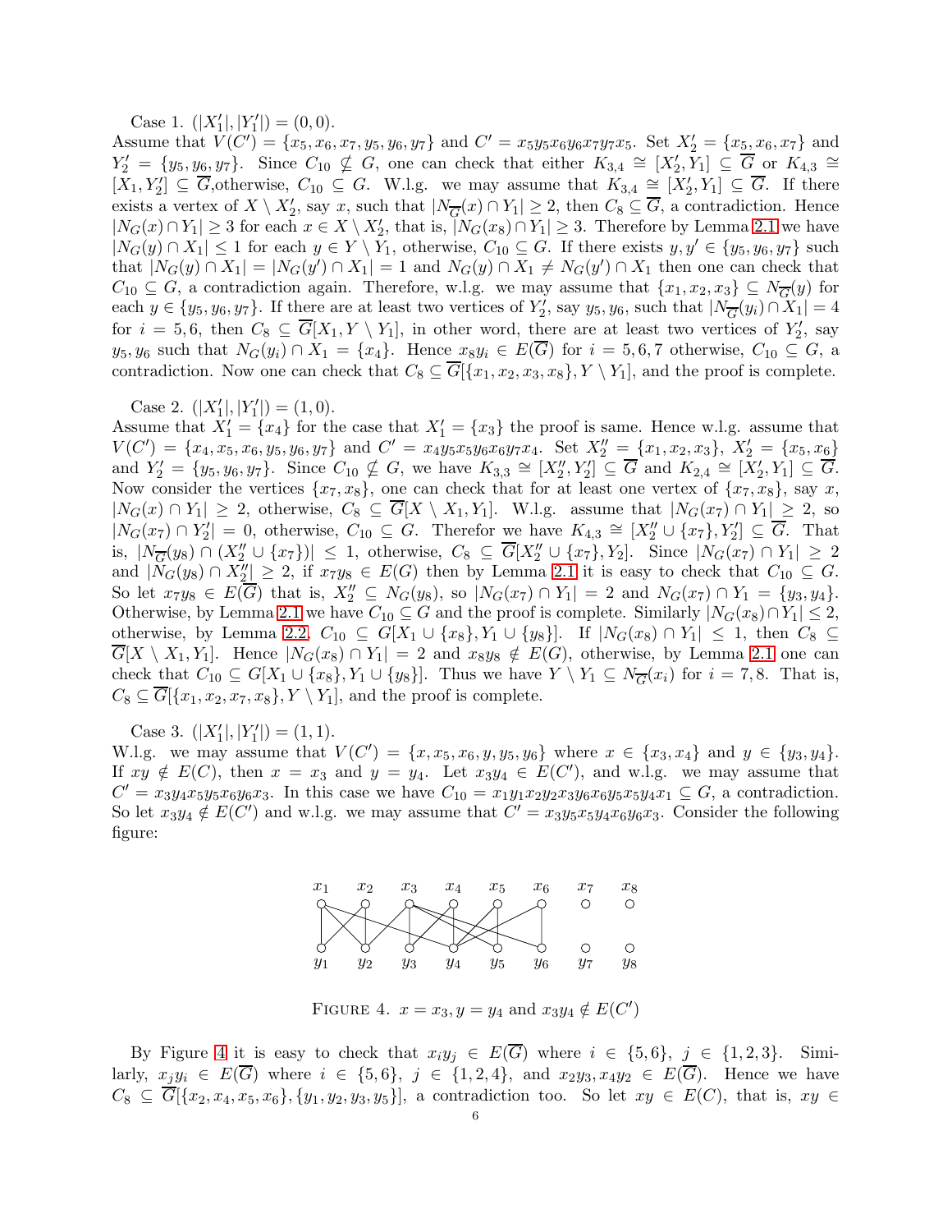Case 1. $(|X'_1|, |Y'_1|) = (0, 0)$.
Assume that $V(C') = \{x_5, x_6, x_7, y_5, y_6, y_7\}$ and $C' = x_5y_5x_6y_6x_7y_7x_5$. Set $X'_2 = \{x_5, x_6, x_7\}$ and $Y'_2 = \{y_5, y_6, y_7\}$. Since $C_{10} \nsubseteq G$, one can check that either $K_{3,4} \cong [X'_2, Y_1] \subseteq \overline{G}$ or $K_{4,3} \cong [X_1, Y'_2] \subseteq \overline{G}$,otherwise, $C_{10} \subseteq G$. W.l.g. we may assume that $K_{3,4} \cong [X'_2, Y_1] \subseteq \overline{G}$. If there exists a vertex of $X \setminus X'_2$, say $x$, such that $|N_{\overline{G}}(x) \cap Y_1| \geq 2$, then $C_8 \subseteq \overline{G}$, a contradiction. Hence $|N_G(x) \cap Y_1| \geq 3$ for each $x \in X \setminus X'_2$, that is, $|N_G(x_8) \cap Y_1| \geq 3$. Therefore by Lemma 2.1 we have $|N_G(y) \cap X_1| \leq 1$ for each $y \in Y \setminus Y_1$, otherwise, $C_{10} \subseteq G$. If there exists $y, y' \in \{y_5, y_6, y_7\}$ such that $|N_G(y) \cap X_1| = |N_G(y') \cap X_1| = 1$ and $N_G(y) \cap X_1 \neq N_G(y') \cap X_1$ then one can check that $C_{10} \subseteq G$, a contradiction again. Therefore, w.l.g. we may assume that $\{x_1, x_2, x_3\} \subseteq N_{\overline{G}}(y)$ for each $y \in \{y_5, y_6, y_7\}$. If there are at least two vertices of $Y'_2$, say $y_5, y_6$, such that $|N_{\overline{G}}(y_i) \cap X_1| = 4$ for $i = 5, 6$, then $C_8 \subseteq \overline{G}[X_1, Y \setminus Y_1]$, in other word, there are at least two vertices of $Y'_2$, say $y_5, y_6$ such that $N_G(y_i) \cap X_1 = \{x_4\}$. Hence $x_8y_i \in E(\overline{G})$ for $i = 5, 6, 7$ otherwise, $C_{10} \subseteq G$, a contradiction. Now one can check that $C_8 \subseteq \overline{G}[\{x_1, x_2, x_3, x_8\}, Y \setminus Y_1]$, and the proof is complete.

Case 2. $(|X'_1|, |Y'_1|) = (1, 0)$.
Assume that $X'_1 = \{x_4\}$ for the case that $X'_1 = \{x_3\}$ the proof is same. Hence w.l.g. assume that $V(C') = \{x_4, x_5, x_6, y_5, y_6, y_7\}$ and $C' = x_4y_5x_5y_6x_6y_7x_4$. Set $X''_2 = \{x_1, x_2, x_3\}$, $X'_2 = \{x_5, x_6\}$ and $Y'_2 = \{y_5, y_6, y_7\}$. Since $C_{10} \nsubseteq G$, we have $K_{3,3} \cong [X''_2, Y'_2] \subseteq \overline{G}$ and $K_{2,4} \cong [X'_2, Y_1] \subseteq \overline{G}$. Now consider the vertices $\{x_7, x_8\}$, one can check that for at least one vertex of $\{x_7, x_8\}$, say $x$, $|N_G(x) \cap Y_1| \geq 2$, otherwise, $C_8 \subseteq \overline{G}[X \setminus X_1, Y_1]$. W.l.g. assume that $|N_G(x_7) \cap Y_1| \geq 2$, so $|N_G(x_7) \cap Y'_2| = 0$, otherwise, $C_{10} \subseteq G$. Therefor we have $K_{4,3} \cong [X''_2 \cup \{x_7\}, Y'_2] \subseteq \overline{G}$. That is, $|N_{\overline{G}}(y_8) \cap (X''_2 \cup \{x_7\})| \leq 1$, otherwise, $C_8 \subseteq \overline{G}[X''_2 \cup \{x_7\}, Y_2]$. Since $|N_G(x_7) \cap Y_1| \geq 2$ and $|N_G(y_8) \cap X''_2| \geq 2$, if $x_7y_8 \in E(G)$ then by Lemma 2.1 it is easy to check that $C_{10} \subseteq G$. So let $x_7y_8 \in E(\overline{G})$ that is, $X''_2 \subseteq N_G(y_8)$, so $|N_G(x_7) \cap Y_1| = 2$ and $N_G(x_7) \cap Y_1 = \{y_3, y_4\}$. Otherwise, by Lemma 2.1 we have $C_{10} \subseteq G$ and the proof is complete. Similarly $|N_G(x_8) \cap Y_1| \leq 2$, otherwise, by Lemma 2.2, $C_{10} \subseteq G[X_1 \cup \{x_8\}, Y_1 \cup \{y_8\}]$. If $|N_G(x_8) \cap Y_1| \leq 1$, then $C_8 \subseteq \overline{G}[X \setminus X_1, Y_1]$. Hence $|N_G(x_8) \cap Y_1| = 2$ and $x_8y_8 \notin E(G)$, otherwise, by Lemma 2.1 one can check that $C_{10} \subseteq G[X_1 \cup \{x_8\}, Y_1 \cup \{y_8\}]$. Thus we have $Y \setminus Y_1 \subseteq N_{\overline{G}}(x_i)$ for $i = 7, 8$. That is, $C_8 \subseteq \overline{G}[\{x_1, x_2, x_7, x_8\}, Y \setminus Y_1]$, and the proof is complete.

Case 3. $(|X'_1|, |Y'_1|) = (1, 1)$.
W.l.g. we may assume that $V(C') = \{x, x_5, x_6, y, y_5, y_6\}$ where $x \in \{x_3, x_4\}$ and $y \in \{y_3, y_4\}$. If $xy \notin E(C)$, then $x = x_3$ and $y = y_4$. Let $x_3y_4 \in E(C')$, and w.l.g. we may assume that $C' = x_3y_4x_5y_5x_6y_6x_3$. In this case we have $C_{10} = x_1y_1x_2y_2x_3y_6x_6y_5x_5y_4x_1 \subseteq G$, a contradiction. So let $x_3y_4 \notin E(C')$ and w.l.g. we may assume that $C' = x_3y_5x_5y_4x_6y_6x_3$. Consider the following figure:

FIGURE 4. $x = x_3, y = y_4$ and $x_3y_4 \notin E(C')$

By Figure 4 it is easy to check that $x_iy_j \in E(\overline{G})$ where $i \in \{5, 6\}$, $j \in \{1, 2, 3\}$. Similarly, $x_jy_i \in E(\overline{G})$ where $i \in \{5, 6\}$, $j \in \{1, 2, 4\}$, and $x_2y_3, x_4y_2 \in E(\overline{G})$. Hence we have $C_8 \subseteq \overline{G}[\{x_2, x_4, x_5, x_6\}, \{y_1, y_2, y_3, y_5\}]$, a contradiction too. So let $xy \in E(C)$, that is, $xy \in$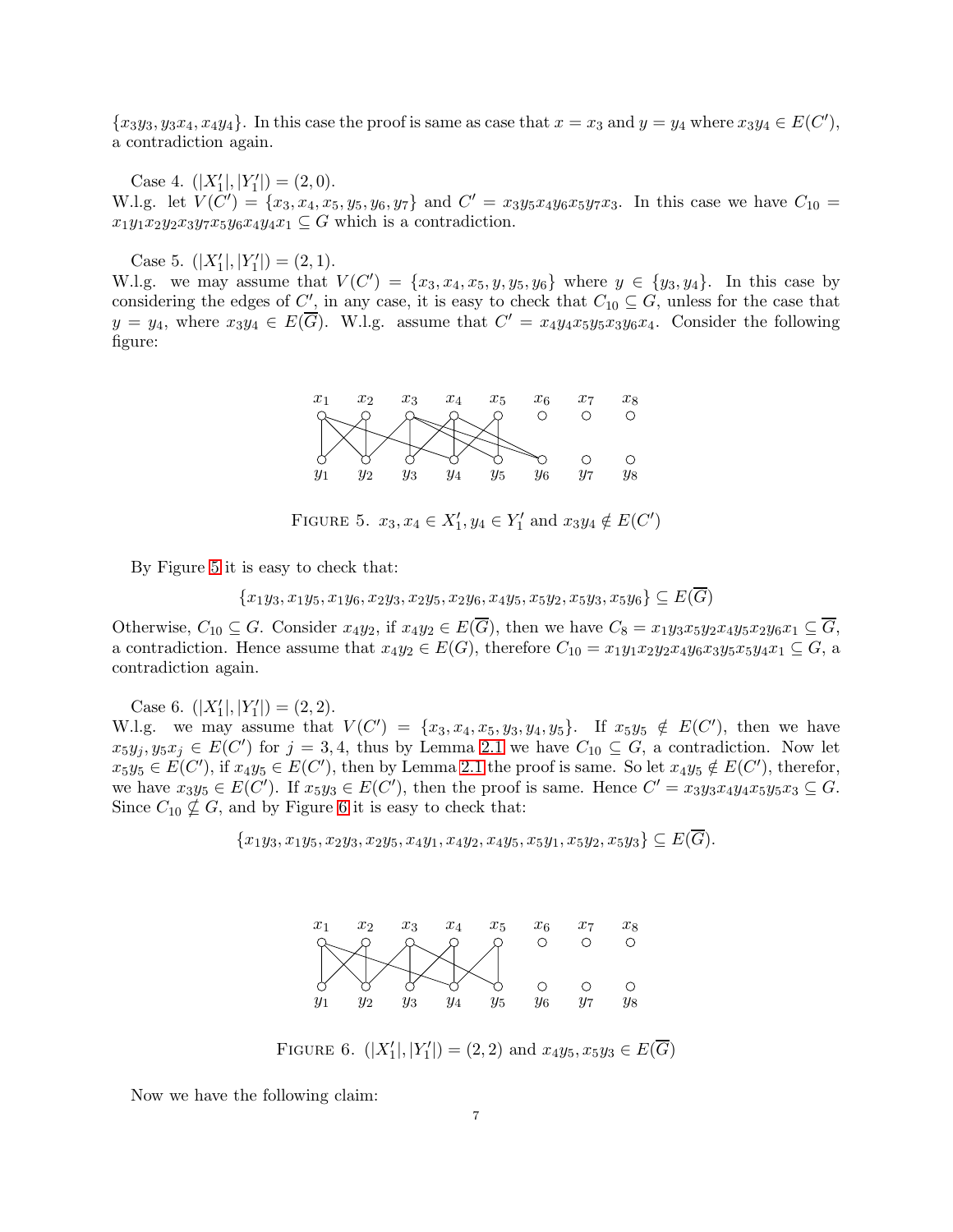$\{x_3y_3, y_3x_4, x_4y_4\}$. In this case the proof is same as case that $x = x_3$ and $y = y_4$ where $x_3y_4 \in E(C')$, a contradiction again.

Case 4. $(|X'_1|, |Y'_1|) = (2, 0)$.
W.l.g. let $V(C') = \{x_3, x_4, x_5, y_5, y_6, y_7\}$ and $C' = x_3y_5x_4y_6x_5y_7x_3$. In this case we have $C_{10} = x_1y_1x_2y_2x_3y_7x_5y_6x_4y_4x_1 \subseteq G$ which is a contradiction.

Case 5. $(|X'_1|, |Y'_1|) = (2, 1)$.
W.l.g. we may assume that $V(C') = \{x_3, x_4, x_5, y, y_5, y_6\}$ where $y \in \{y_3, y_4\}$. In this case by considering the edges of $C'$, in any case, it is easy to check that $C_{10} \subseteq G$, unless for the case that $y = y_4$, where $x_3y_4 \in E(\overline{G})$. W.l.g. assume that $C' = x_4y_4x_5y_5x_3y_6x_4$. Consider the following figure:

FIGURE 5. $x_3, x_4 \in X'_1, y_4 \in Y'_1$ and $x_3y_4 \notin E(C')$

By Figure 5 it is easy to check that:

$$\{x_1y_3, x_1y_5, x_1y_6, x_2y_3, x_2y_5, x_2y_6, x_4y_5, x_5y_2, x_5y_3, x_5y_6\} \subseteq E(\overline{G})$$

Otherwise, $C_{10} \subseteq G$. Consider $x_4y_2$, if $x_4y_2 \in E(\overline{G})$, then we have $C_8 = x_1y_3x_5y_2x_4y_5x_2y_6x_1 \subseteq \overline{G}$, a contradiction. Hence assume that $x_4y_2 \in E(G)$, therefore $C_{10} = x_1y_1x_2y_2x_4y_6x_3y_5x_5y_4x_1 \subseteq G$, a contradiction again.

Case 6. $(|X'_1|, |Y'_1|) = (2, 2)$.
W.l.g. we may assume that $V(C') = \{x_3, x_4, x_5, y_3, y_4, y_5\}$. If $x_5y_5 \notin E(C')$, then we have $x_5y_j, y_5x_j \in E(C')$ for $j = 3, 4$, thus by Lemma 2.1 we have $C_{10} \subseteq G$, a contradiction. Now let $x_5y_5 \in E(C')$, if $x_4y_5 \in E(C')$, then by Lemma 2.1 the proof is same. So let $x_4y_5 \notin E(C')$, therefor, we have $x_3y_5 \in E(C')$. If $x_5y_3 \in E(C')$, then the proof is same. Hence $C' = x_3y_3x_4y_4x_5y_5x_3 \subseteq G$. Since $C_{10} \nsubseteq G$, and by Figure 6 it is easy to check that:

$$\{x_1y_3, x_1y_5, x_2y_3, x_2y_5, x_4y_1, x_4y_2, x_4y_5, x_5y_1, x_5y_2, x_5y_3\} \subseteq E(\overline{G}).$$

FIGURE 6. $(|X'_1|, |Y'_1|) = (2, 2)$ and $x_4y_5, x_5y_3 \in E(\overline{G})$

Now we have the following claim: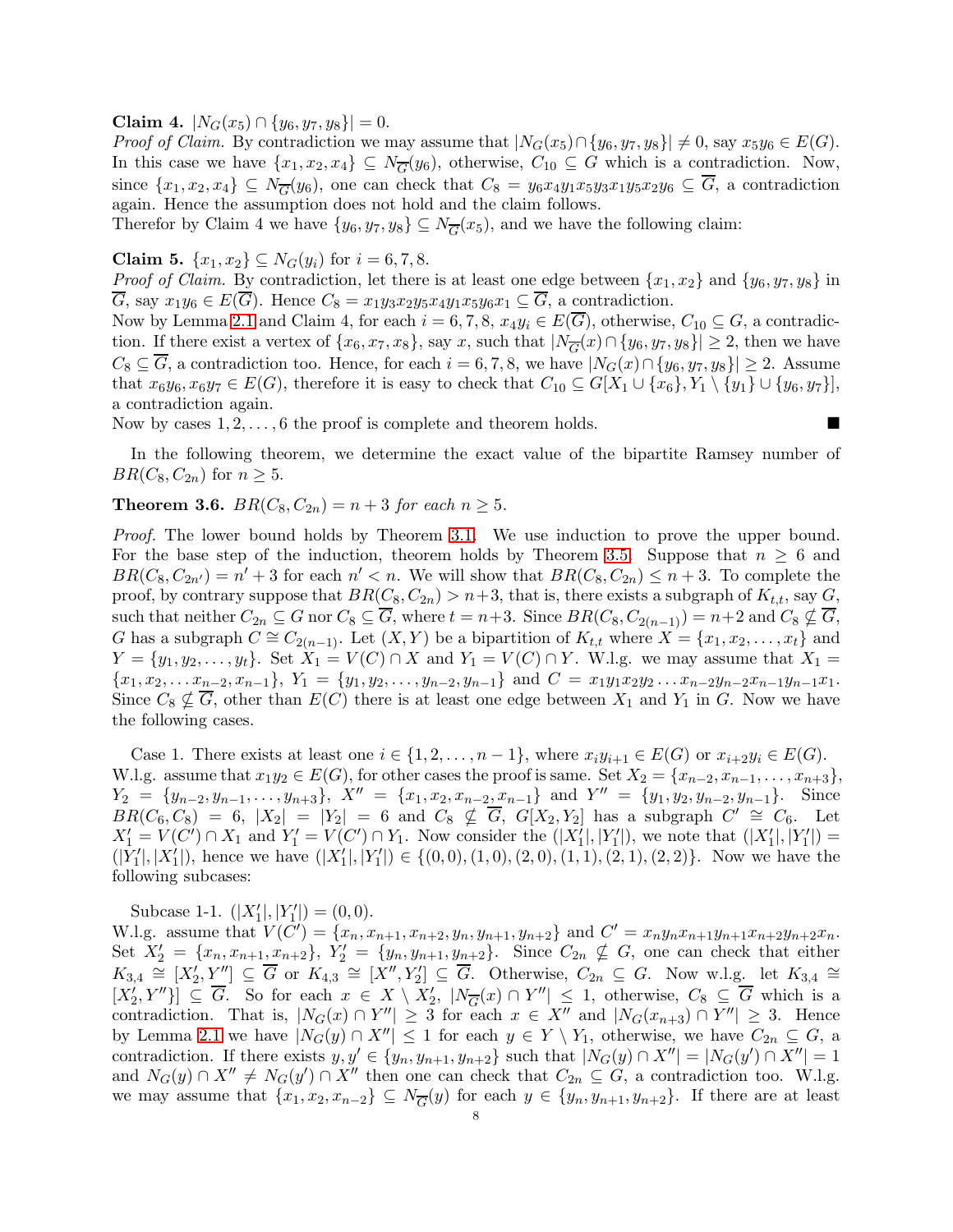**Claim 4.** $|N_G(x_5) \cap \{y_6, y_7, y_8\}| = 0$.

*Proof of Claim.* By contradiction we may assume that $|N_G(x_5) \cap \{y_6, y_7, y_8\}| \neq 0$, say $x_5y_6 \in E(G)$. In this case we have $\{x_1, x_2, x_4\} \subseteq N_{\overline{G}}(y_6)$, otherwise, $C_{10} \subseteq G$ which is a contradiction. Now, since $\{x_1, x_2, x_4\} \subseteq N_{\overline{G}}(y_6)$, one can check that $C_8 = y_6x_4y_1x_5y_3x_1y_5x_2y_6 \subseteq \overline{G}$, a contradiction again. Hence the assumption does not hold and the claim follows.

Therefor by Claim 4 we have $\{y_6, y_7, y_8\} \subseteq N_{\overline{G}}(x_5)$, and we have the following claim:

**Claim 5.** $\{x_1, x_2\} \subseteq N_G(y_i)$ for $i = 6, 7, 8$.

*Proof of Claim.* By contradiction, let there is at least one edge between $\{x_1, x_2\}$ and $\{y_6, y_7, y_8\}$ in $\overline{G}$, say $x_1y_6 \in E(\overline{G})$. Hence $C_8 = x_1y_3x_2y_5x_4y_1x_5y_6x_1 \subseteq \overline{G}$, a contradiction.

Now by Lemma 2.1 and Claim 4, for each $i = 6, 7, 8$, $x_4y_i \in E(\overline{G})$, otherwise, $C_{10} \subseteq G$, a contradiction. If there exist a vertex of $\{x_6, x_7, x_8\}$, say $x$, such that $|N_{\overline{G}}(x) \cap \{y_6, y_7, y_8\}| \geq 2$, then we have $C_8 \subseteq \overline{G}$, a contradiction too. Hence, for each $i = 6, 7, 8$, we have $|N_G(x) \cap \{y_6, y_7, y_8\}| \geq 2$. Assume that $x_6y_6, x_6y_7 \in E(G)$, therefore it is easy to check that $C_{10} \subseteq G[X_1 \cup \{x_6\}, Y_1 \setminus \{y_1\} \cup \{y_6, y_7\}]$, a contradiction again.

Now by cases $1, 2, \ldots, 6$ the proof is complete and theorem holds. ∎

In the following theorem, we determine the exact value of the bipartite Ramsey number of $BR(C_8, C_{2n})$ for $n \geq 5$.

**Theorem 3.6.** *$BR(C_8, C_{2n}) = n + 3$ for each $n \geq 5$.*

*Proof.* The lower bound holds by Theorem 3.1. We use induction to prove the upper bound. For the base step of the induction, theorem holds by Theorem 3.5. Suppose that $n \geq 6$ and $BR(C_8, C_{2n'}) = n' + 3$ for each $n' < n$. We will show that $BR(C_8, C_{2n}) \leq n + 3$. To complete the proof, by contrary suppose that $BR(C_8, C_{2n}) > n+3$, that is, there exists a subgraph of $K_{t,t}$, say $G$, such that neither $C_{2n} \subseteq G$ nor $C_8 \subseteq \overline{G}$, where $t = n+3$. Since $BR(C_8, C_{2(n-1)}) = n+2$ and $C_8 \nsubseteq \overline{G}$, $G$ has a subgraph $C \cong C_{2(n-1)}$. Let $(X, Y)$ be a bipartition of $K_{t,t}$ where $X = \{x_1, x_2, \ldots, x_t\}$ and $Y = \{y_1, y_2, \ldots, y_t\}$. Set $X_1 = V(C) \cap X$ and $Y_1 = V(C) \cap Y$. W.l.g. we may assume that $X_1 = \{x_1, x_2, \ldots x_{n-2}, x_{n-1}\}$, $Y_1 = \{y_1, y_2, \ldots, y_{n-2}, y_{n-1}\}$ and $C = x_1y_1x_2y_2 \ldots x_{n-2}y_{n-2}x_{n-1}y_{n-1}x_1$. Since $C_8 \nsubseteq \overline{G}$, other than $E(C)$ there is at least one edge between $X_1$ and $Y_1$ in $G$. Now we have the following cases.

Case 1. There exists at least one $i \in \{1, 2, \ldots, n-1\}$, where $x_iy_{i+1} \in E(G)$ or $x_{i+2}y_i \in E(G)$. W.l.g. assume that $x_1y_2 \in E(G)$, for other cases the proof is same. Set $X_2 = \{x_{n-2}, x_{n-1}, \ldots, x_{n+3}\}$, $Y_2 = \{y_{n-2}, y_{n-1}, \ldots, y_{n+3}\}$, $X'' = \{x_1, x_2, x_{n-2}, x_{n-1}\}$ and $Y'' = \{y_1, y_2, y_{n-2}, y_{n-1}\}$. Since $BR(C_6, C_8) = 6$, $|X_2| = |Y_2| = 6$ and $C_8 \nsubseteq \overline{G}$, $G[X_2, Y_2]$ has a subgraph $C' \cong C_6$. Let $X_1' = V(C') \cap X_1$ and $Y_1' = V(C') \cap Y_1$. Now consider the $(|X_1'|, |Y_1'|)$, we note that $(|X_1'|, |Y_1'|) = (|Y_1'|, |X_1'|)$, hence we have $(|X_1'|, |Y_1'|) \in \{(0,0), (1,0), (2,0), (1,1), (2,1), (2,2)\}$. Now we have the following subcases:

Subcase 1-1. $(|X_1'|, |Y_1'|) = (0, 0)$.
W.l.g. assume that $V(C') = \{x_n, x_{n+1}, x_{n+2}, y_n, y_{n+1}, y_{n+2}\}$ and $C' = x_ny_nx_{n+1}y_{n+1}x_{n+2}y_{n+2}x_n$. Set $X_2' = \{x_n, x_{n+1}, x_{n+2}\}$, $Y_2' = \{y_n, y_{n+1}, y_{n+2}\}$. Since $C_{2n} \nsubseteq G$, one can check that either $K_{3,4} \cong [X_2', Y''] \subseteq \overline{G}$ or $K_{4,3} \cong [X'', Y_2'] \subseteq \overline{G}$. Otherwise, $C_{2n} \subseteq G$. Now w.l.g. let $K_{3,4} \cong [X_2', Y'']] \subseteq \overline{G}$. So for each $x \in X \setminus X_2'$, $|N_{\overline{G}}(x) \cap Y''| \leq 1$, otherwise, $C_8 \subseteq \overline{G}$ which is a contradiction. That is, $|N_G(x) \cap Y''| \geq 3$ for each $x \in X''$ and $|N_G(x_{n+3}) \cap Y''| \geq 3$. Hence by Lemma 2.1 we have $|N_G(y) \cap X''| \leq 1$ for each $y \in Y \setminus Y_1$, otherwise, we have $C_{2n} \subseteq G$, a contradiction. If there exists $y, y' \in \{y_n, y_{n+1}, y_{n+2}\}$ such that $|N_G(y) \cap X''| = |N_G(y') \cap X''| = 1$ and $N_G(y) \cap X'' \neq N_G(y') \cap X''$ then one can check that $C_{2n} \subseteq G$, a contradiction too. W.l.g. we may assume that $\{x_1, x_2, x_{n-2}\} \subseteq N_{\overline{G}}(y)$ for each $y \in \{y_n, y_{n+1}, y_{n+2}\}$. If there are at least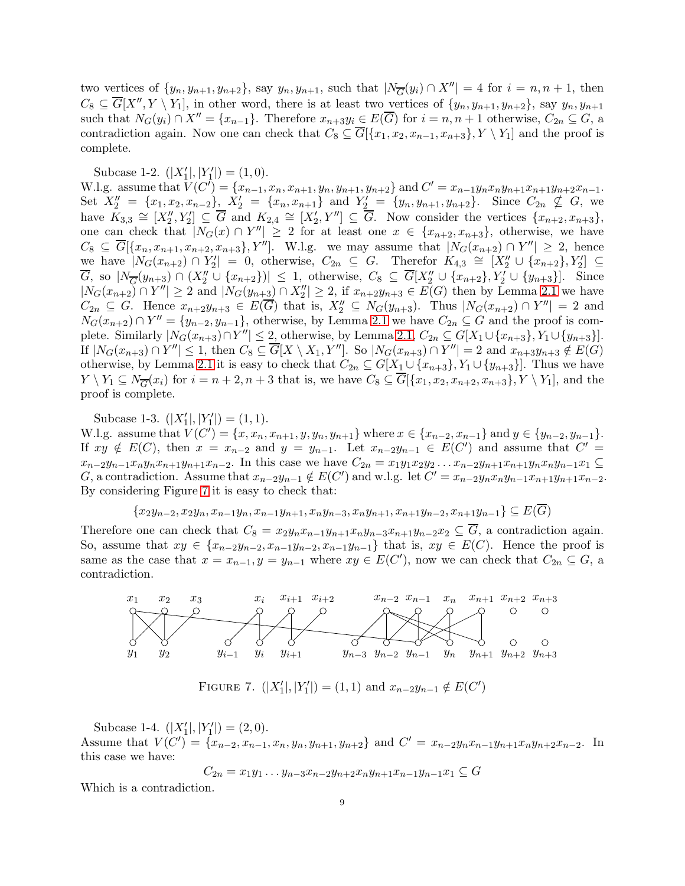two vertices of $\{y_n, y_{n+1}, y_{n+2}\}$, say $y_n, y_{n+1}$, such that $|N_{\overline{G}}(y_i) \cap X''| = 4$ for $i = n, n+1$, then $C_8 \subseteq \overline{G}[X'', Y \setminus Y_1]$, in other word, there is at least two vertices of $\{y_n, y_{n+1}, y_{n+2}\}$, say $y_n, y_{n+1}$ such that $N_G(y_i) \cap X'' = \{x_{n-1}\}$. Therefore $x_{n+3}y_i \in E(\overline{G})$ for $i = n, n+1$ otherwise, $C_{2n} \subseteq G$, a contradiction again. Now one can check that $C_8 \subseteq \overline{G}[\{x_1, x_2, x_{n-1}, x_{n+3}\}, Y \setminus Y_1]$ and the proof is complete.

Subcase 1-2. $(|X'_1|, |Y'_1|) = (1, 0)$.
W.l.g. assume that $V(C') = \{x_{n-1}, x_n, x_{n+1}, y_n, y_{n+1}, y_{n+2}\}$ and $C' = x_{n-1}y_nx_ny_{n+1}x_{n+1}y_{n+2}x_{n-1}$. Set $X''_2 = \{x_1, x_2, x_{n-2}\}$, $X'_2 = \{x_n, x_{n+1}\}$ and $Y'_2 = \{y_n, y_{n+1}, y_{n+2}\}$. Since $C_{2n} \nsubseteq G$, we have $K_{3,3} \cong [X''_2, Y'_2] \subseteq \overline{G}$ and $K_{2,4} \cong [X'_2, Y''] \subseteq \overline{G}$. Now consider the vertices $\{x_{n+2}, x_{n+3}\}$, one can check that $|N_G(x) \cap Y''| \geq 2$ for at least one $x \in \{x_{n+2}, x_{n+3}\}$, otherwise, we have $C_8 \subseteq \overline{G}[\{x_n, x_{n+1}, x_{n+2}, x_{n+3}\}, Y'']$. W.l.g. we may assume that $|N_G(x_{n+2}) \cap Y''| \geq 2$, hence we have $|N_G(x_{n+2}) \cap Y'_2| = 0$, otherwise, $C_{2n} \subseteq G$. Therefor $K_{4,3} \cong [X''_2 \cup \{x_{n+2}\}, Y'_2] \subseteq \overline{G}$, so $|N_{\overline{G}}(y_{n+3}) \cap (X''_2 \cup \{x_{n+2}\})| \leq 1$, otherwise, $C_8 \subseteq \overline{G}[X''_2 \cup \{x_{n+2}\}, Y'_2 \cup \{y_{n+3}\}]$. Since $|N_G(x_{n+2}) \cap Y''| \geq 2$ and $|N_G(y_{n+3}) \cap X''_2| \geq 2$, if $x_{n+2}y_{n+3} \in E(G)$ then by Lemma 2.1 we have $C_{2n} \subseteq G$. Hence $x_{n+2}y_{n+3} \in E(\overline{G})$ that is, $X''_2 \subseteq N_G(y_{n+3})$. Thus $|N_G(x_{n+2}) \cap Y''| = 2$ and $N_G(x_{n+2}) \cap Y'' = \{y_{n-2}, y_{n-1}\}$, otherwise, by Lemma 2.1 we have $C_{2n} \subseteq G$ and the proof is complete. Similarly $|N_G(x_{n+3}) \cap Y''| \leq 2$, otherwise, by Lemma 2.1, $C_{2n} \subseteq G[X_1 \cup \{x_{n+3}\}, Y_1 \cup \{y_{n+3}\}]$. If $|N_G(x_{n+3}) \cap Y''| \leq 1$, then $C_8 \subseteq \overline{G}[X \setminus X_1, Y'']$. So $|N_G(x_{n+3}) \cap Y''| = 2$ and $x_{n+3}y_{n+3} \notin E(G)$ otherwise, by Lemma 2.1 it is easy to check that $C_{2n} \subseteq G[X_1 \cup \{x_{n+3}\}, Y_1 \cup \{y_{n+3}\}]$. Thus we have $Y \setminus Y_1 \subseteq N_{\overline{G}}(x_i)$ for $i = n+2, n+3$ that is, we have $C_8 \subseteq \overline{G}[\{x_1, x_2, x_{n+2}, x_{n+3}\}, Y \setminus Y_1]$, and the proof is complete.

Subcase 1-3. $(|X'_1|, |Y'_1|) = (1, 1)$.
W.l.g. assume that $V(C') = \{x, x_n, x_{n+1}, y, y_n, y_{n+1}\}$ where $x \in \{x_{n-2}, x_{n-1}\}$ and $y \in \{y_{n-2}, y_{n-1}\}$. If $xy \notin E(C)$, then $x = x_{n-2}$ and $y = y_{n-1}$. Let $x_{n-2}y_{n-1} \in E(C')$ and assume that $C' = x_{n-2}y_{n-1}x_ny_nx_{n+1}y_{n+1}x_{n-2}$. In this case we have $C_{2n} = x_1y_1x_2y_2 \ldots x_{n-2}y_{n+1}x_{n+1}y_nx_ny_{n-1}x_1 \subseteq G$, a contradiction. Assume that $x_{n-2}y_{n-1} \notin E(C')$ and w.l.g. let $C' = x_{n-2}y_nx_ny_{n-1}x_{n+1}y_{n+1}x_{n-2}$. By considering Figure 7 it is easy to check that:

$$\{x_2y_{n-2}, x_2y_n, x_{n-1}y_n, x_{n-1}y_{n+1}, x_ny_{n-3}, x_ny_{n+1}, x_{n+1}y_{n-2}, x_{n+1}y_{n-1}\} \subseteq E(\overline{G})$$

Therefore one can check that $C_8 = x_2y_nx_{n-1}y_{n+1}x_ny_{n-3}x_{n+1}y_{n-2}x_2 \subseteq \overline{G}$, a contradiction again. So, assume that $xy \in \{x_{n-2}y_{n-2}, x_{n-1}y_{n-2}, x_{n-1}y_{n-1}\}$ that is, $xy \in E(C)$. Hence the proof is same as the case that $x = x_{n-1}, y = y_{n-1}$ where $xy \in E(C')$, now we can check that $C_{2n} \subseteq G$, a contradiction.

$x_1$ $x_2$ $x_3$ $x_i$ $x_{i+1}$ $x_{i+2}$ $x_{n-2}$ $x_{n-1}$ $x_n$ $x_{n+1}$ $x_{n+2}$ $x_{n+3}$

$y_1$ $y_2$ $y_{i-1}$ $y_i$ $y_{i+1}$ $y_{n-3}$ $y_{n-2}$ $y_{n-1}$ $y_n$ $y_{n+1}$ $y_{n+2}$ $y_{n+3}$

Figure 7. $(|X'_1|, |Y'_1|) = (1, 1)$ and $x_{n-2}y_{n-1} \notin E(C')$

Subcase 1-4. $(|X'_1|, |Y'_1|) = (2, 0)$.
Assume that $V(C') = \{x_{n-2}, x_{n-1}, x_n, y_n, y_{n+1}, y_{n+2}\}$ and $C' = x_{n-2}y_nx_{n-1}y_{n+1}x_ny_{n+2}x_{n-2}$. In this case we have:

$$C_{2n} = x_1y_1 \ldots y_{n-3}x_{n-2}y_{n+2}x_ny_{n+1}x_{n-1}y_{n-1}x_1 \subseteq G$$

Which is a contradiction.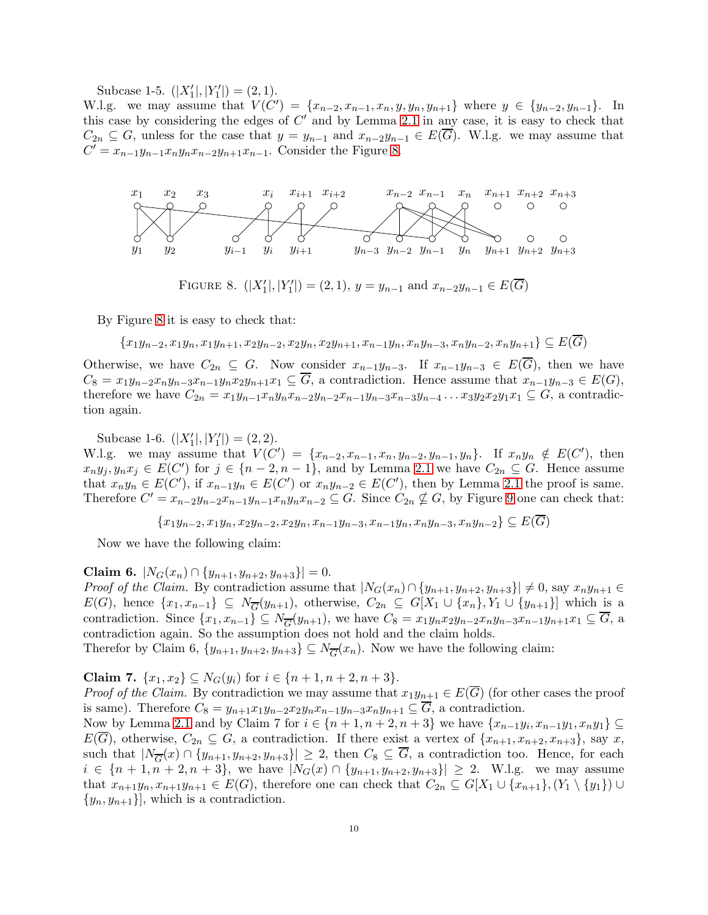Subcase 1-5. $(|X_1'|, |Y_1'|) = (2, 1)$.
W.l.g. we may assume that $V(C') = \{x_{n-2}, x_{n-1}, x_n, y, y_n, y_{n+1}\}$ where $y \in \{y_{n-2}, y_{n-1}\}$. In this case by considering the edges of $C'$ and by Lemma 2.1 in any case, it is easy to check that $C_{2n} \subseteq G$, unless for the case that $y = y_{n-1}$ and $x_{n-2}y_{n-1} \in E(\overline{G})$. W.l.g. we may assume that $C' = x_{n-1}y_{n-1}x_ny_nx_{n-2}y_{n+1}x_{n-1}$. Consider the Figure 8.

$x_1$ $x_2$ $x_3$ $x_i$ $x_{i+1}$ $x_{i+2}$ $x_{n-2}$ $x_{n-1}$ $x_n$ $x_{n+1}$ $x_{n+2}$ $x_{n+3}$

$y_1$ $y_2$ $y_{i-1}$ $y_i$ $y_{i+1}$ $y_{n-3}$ $y_{n-2}$ $y_{n-1}$ $y_n$ $y_{n+1}$ $y_{n+2}$ $y_{n+3}$

FIGURE 8. $(|X_1'|, |Y_1'|) = (2, 1)$, $y = y_{n-1}$ and $x_{n-2}y_{n-1} \in E(\overline{G})$

By Figure 8 it is easy to check that:

$$\{x_1y_{n-2}, x_1y_n, x_1y_{n+1}, x_2y_{n-2}, x_2y_n, x_2y_{n+1}, x_{n-1}y_n, x_ny_{n-3}, x_ny_{n-2}, x_ny_{n+1}\} \subseteq E(\overline{G})$$

Otherwise, we have $C_{2n} \subseteq G$. Now consider $x_{n-1}y_{n-3}$. If $x_{n-1}y_{n-3} \in E(\overline{G})$, then we have $C_8 = x_1y_{n-2}x_ny_{n-3}x_{n-1}y_nx_2y_{n+1}x_1 \subseteq \overline{G}$, a contradiction. Hence assume that $x_{n-1}y_{n-3} \in E(G)$, therefore we have $C_{2n} = x_1y_{n-1}x_ny_nx_{n-2}y_{n-2}x_{n-1}y_{n-3}x_{n-3}y_{n-4} \dots x_3y_2x_2y_1x_1 \subseteq G$, a contradiction again.

Subcase 1-6. $(|X_1'|, |Y_1'|) = (2, 2)$.
W.l.g. we may assume that $V(C') = \{x_{n-2}, x_{n-1}, x_n, y_{n-2}, y_{n-1}, y_n\}$. If $x_ny_n \notin E(C')$, then $x_ny_j, y_nx_j \in E(C')$ for $j \in \{n-2, n-1\}$, and by Lemma 2.1 we have $C_{2n} \subseteq G$. Hence assume that $x_ny_n \in E(C')$, if $x_{n-1}y_n \in E(C')$ or $x_ny_{n-2} \in E(C')$, then by Lemma 2.1 the proof is same. Therefore $C' = x_{n-2}y_{n-2}x_{n-1}y_{n-1}x_ny_nx_{n-2} \subseteq G$. Since $C_{2n} \nsubseteq G$, by Figure 9 one can check that:

$$\{x_1y_{n-2}, x_1y_n, x_2y_{n-2}, x_2y_n, x_{n-1}y_{n-3}, x_{n-1}y_n, x_ny_{n-3}, x_ny_{n-2}\} \subseteq E(\overline{G})$$

Now we have the following claim:

**Claim 6.** $|N_G(x_n) \cap \{y_{n+1}, y_{n+2}, y_{n+3}\}| = 0$.
*Proof of the Claim.* By contradiction assume that $|N_G(x_n) \cap \{y_{n+1}, y_{n+2}, y_{n+3}\}| \neq 0$, say $x_ny_{n+1} \in E(G)$, hence $\{x_1, x_{n-1}\} \subseteq N_{\overline{G}}(y_{n+1})$, otherwise, $C_{2n} \subseteq G[X_1 \cup \{x_n\}, Y_1 \cup \{y_{n+1}\}]$ which is a contradiction. Since $\{x_1, x_{n-1}\} \subseteq N_{\overline{G}}(y_{n+1})$, we have $C_8 = x_1y_nx_2y_{n-2}x_ny_{n-3}x_{n-1}y_{n+1}x_1 \subseteq \overline{G}$, a contradiction again. So the assumption does not hold and the claim holds.
Therefor by Claim 6, $\{y_{n+1}, y_{n+2}, y_{n+3}\} \subseteq N_{\overline{G}}(x_n)$. Now we have the following claim:

**Claim 7.** $\{x_1, x_2\} \subseteq N_G(y_i)$ for $i \in \{n+1, n+2, n+3\}$.
*Proof of the Claim.* By contradiction we may assume that $x_1y_{n+1} \in E(\overline{G})$ (for other cases the proof is same). Therefore $C_8 = y_{n+1}x_1y_{n-2}x_2y_nx_{n-1}y_{n-3}x_ny_{n+1} \subseteq \overline{G}$, a contradiction.
Now by Lemma 2.1 and by Claim 7 for $i \in \{n+1, n+2, n+3\}$ we have $\{x_{n-1}y_i, x_{n-1}y_1, x_ny_1\} \subseteq E(\overline{G})$, otherwise, $C_{2n} \subseteq G$, a contradiction. If there exist a vertex of $\{x_{n+1}, x_{n+2}, x_{n+3}\}$, say $x$, such that $|N_{\overline{G}}(x) \cap \{y_{n+1}, y_{n+2}, y_{n+3}\}| \geq 2$, then $C_8 \subseteq \overline{G}$, a contradiction too. Hence, for each $i \in \{n+1, n+2, n+3\}$, we have $|N_G(x_i) \cap \{y_{n+1}, y_{n+2}, y_{n+3}\}| \geq 2$. W.l.g. we may assume that $x_{n+1}y_n, x_{n+1}y_{n+1} \in E(G)$, therefore one can check that $C_{2n} \subseteq G[X_1 \cup \{x_{n+1}\}, (Y_1 \setminus \{y_1\}) \cup \{y_n, y_{n+1}\}]$, which is a contradiction.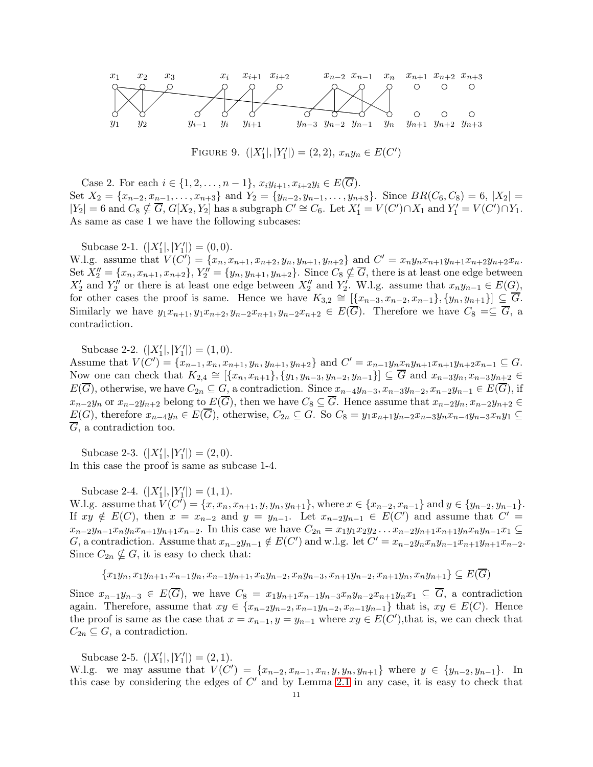$x_1$ $x_2$ $x_3$ $x_i$ $x_{i+1}$ $x_{i+2}$ $x_{n-2}$ $x_{n-1}$ $x_n$ $x_{n+1}$ $x_{n+2}$ $x_{n+3}$

$y_1$ $y_2$ $y_{i-1}$ $y_i$ $y_{i+1}$ $y_{n-3}$ $y_{n-2}$ $y_{n-1}$ $y_n$ $y_{n+1}$ $y_{n+2}$ $y_{n+3}$

FIGURE 9. $(|X_1'|, |Y_1'|) = (2, 2)$, $x_n y_n \in E(C')$

Case 2. For each $i \in \{1, 2, \ldots, n-1\}$, $x_i y_{i+1}, x_{i+2} y_i \in E(\overline{G})$.
Set $X_2 = \{x_{n-2}, x_{n-1}, \ldots, x_{n+3}\}$ and $Y_2 = \{y_{n-2}, y_{n-1}, \ldots, y_{n+3}\}$. Since $BR(C_6, C_8) = 6$, $|X_2| = |Y_2| = 6$ and $C_8 \nsubseteq \overline{G}$, $G[X_2, Y_2]$ has a subgraph $C' \cong C_6$. Let $X_1' = V(C') \cap X_1$ and $Y_1' = V(C') \cap Y_1$. As same as case 1 we have the following subcases:

Subcase 2-1. $(|X_1'|, |Y_1'|) = (0, 0)$.
W.l.g. assume that $V(C') = \{x_n, x_{n+1}, x_{n+2}, y_n, y_{n+1}, y_{n+2}\}$ and $C' = x_n y_n x_{n+1} y_{n+1} x_{n+2} y_{n+2} x_n$. Set $X_2'' = \{x_n, x_{n+1}, x_{n+2}\}$, $Y_2'' = \{y_n, y_{n+1}, y_{n+2}\}$. Since $C_8 \nsubseteq \overline{G}$, there is at least one edge between $X_2'$ and $Y_2''$ or there is at least one edge between $X_2''$ and $Y_2'$. W.l.g. assume that $x_n y_{n-1} \in E(G)$, for other cases the proof is same. Hence we have $K_{3,2} \cong [\{x_{n-3}, x_{n-2}, x_{n-1}\}, \{y_n, y_{n+1}\}] \subseteq \overline{G}$. Similarly we have $y_1 x_{n+1}, y_1 x_{n+2}, y_{n-2} x_{n+1}, y_{n-2} x_{n+2} \in E(\overline{G})$. Therefore we have $C_8 =\subseteq \overline{G}$, a contradiction.

Subcase 2-2. $(|X_1'|, |Y_1'|) = (1, 0)$.
Assume that $V(C') = \{x_{n-1}, x_n, x_{n+1}, y_n, y_{n+1}, y_{n+2}\}$ and $C' = x_{n-1} y_n x_n y_{n+1} x_{n+1} y_{n+2} x_{n-1} \subseteq G$. Now one can check that $K_{2,4} \cong [\{x_n, x_{n+1}\}, \{y_1, y_{n-3}, y_{n-2}, y_{n-1}\}] \subseteq \overline{G}$ and $x_{n-3} y_n, x_{n-3} y_{n+2} \in E(\overline{G})$, otherwise, we have $C_{2n} \subseteq G$, a contradiction. Since $x_{n-4} y_{n-3}, x_{n-3} y_{n-2}, x_{n-2} y_{n-1} \in E(\overline{G})$, if $x_{n-2} y_n$ or $x_{n-2} y_{n+2}$ belong to $E(\overline{G})$, then we have $C_8 \subseteq \overline{G}$. Hence assume that $x_{n-2} y_n, x_{n-2} y_{n+2} \in E(G)$, therefore $x_{n-4} y_n \in E(\overline{G})$, otherwise, $C_{2n} \subseteq G$. So $C_8 = y_1 x_{n+1} y_{n-2} x_{n-3} y_n x_{n-4} y_{n-3} x_n y_1 \subseteq \overline{G}$, a contradiction too.

Subcase 2-3. $(|X_1'|, |Y_1'|) = (2, 0)$.
In this case the proof is same as subcase 1-4.

Subcase 2-4. $(|X_1'|, |Y_1'|) = (1, 1)$.
W.l.g. assume that $V(C') = \{x, x_n, x_{n+1}, y, y_n, y_{n+1}\}$, where $x \in \{x_{n-2}, x_{n-1}\}$ and $y \in \{y_{n-2}, y_{n-1}\}$. If $xy \notin E(C)$, then $x = x_{n-2}$ and $y = y_{n-1}$. Let $x_{n-2} y_{n-1} \in E(C')$ and assume that $C' = x_{n-2} y_{n-1} x_n y_n x_{n+1} y_{n+1} x_{n-2}$. In this case we have $C_{2n} = x_1 y_1 x_2 y_2 \ldots x_{n-2} y_{n+1} x_{n+1} y_n x_n y_{n-1} x_1 \subseteq G$, a contradiction. Assume that $x_{n-2} y_{n-1} \notin E(C')$ and w.l.g. let $C' = x_{n-2} y_n x_n y_{n-1} x_{n+1} y_{n+1} x_{n-2}$. Since $C_{2n} \nsubseteq G$, it is easy to check that:

$$\{x_1 y_n, x_1 y_{n+1}, x_{n-1} y_n, x_{n-1} y_{n+1}, x_n y_{n-2}, x_n y_{n-3}, x_{n+1} y_{n-2}, x_{n+1} y_n, x_n y_{n+1}\} \subseteq E(\overline{G})$$

Since $x_{n-1} y_{n-3} \in E(\overline{G})$, we have $C_8 = x_1 y_{n+1} x_{n-1} y_{n-3} x_n y_{n-2} x_{n+1} y_n x_1 \subseteq \overline{G}$, a contradiction again. Therefore, assume that $xy \in \{x_{n-2} y_{n-2}, x_{n-1} y_{n-2}, x_{n-1} y_{n-1}\}$ that is, $xy \in E(C)$. Hence the proof is same as the case that $x = x_{n-1}, y = y_{n-1}$ where $xy \in E(C')$,that is, we can check that $C_{2n} \subseteq G$, a contradiction.

Subcase 2-5. $(|X_1'|, |Y_1'|) = (2, 1)$.
W.l.g. we may assume that $V(C') = \{x_{n-2}, x_{n-1}, x_n, y, y_n, y_{n+1}\}$ where $y \in \{y_{n-2}, y_{n-1}\}$. In this case by considering the edges of $C'$ and by Lemma 2.1 in any case, it is easy to check that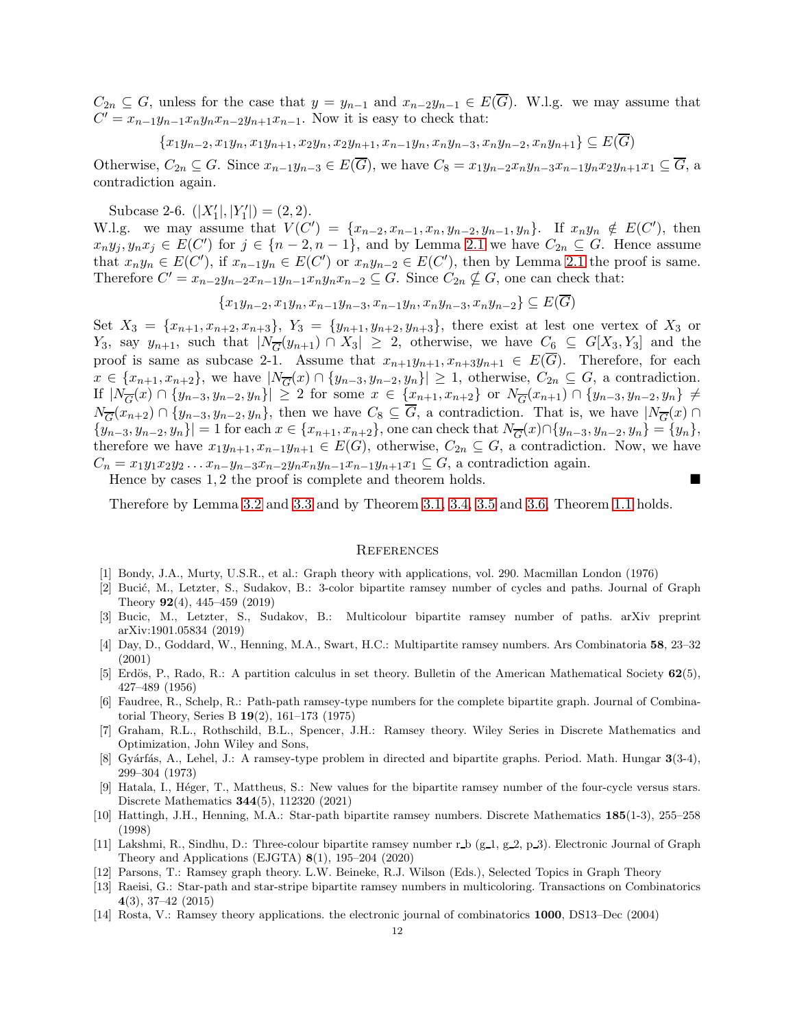$C_{2n} \subseteq G$, unless for the case that $y = y_{n-1}$ and $x_{n-2}y_{n-1} \in E(\overline{G})$. W.l.g. we may assume that $C' = x_{n-1}y_{n-1}x_ny_nx_{n-2}y_{n+1}x_{n-1}$. Now it is easy to check that:

$$\{x_1y_{n-2}, x_1y_n, x_1y_{n+1}, x_2y_n, x_2y_{n+1}, x_{n-1}y_n, x_ny_{n-3}, x_ny_{n-2}, x_ny_{n+1}\} \subseteq E(\overline{G})$$

Otherwise, $C_{2n} \subseteq G$. Since $x_{n-1}y_{n-3} \in E(\overline{G})$, we have $C_8 = x_1y_{n-2}x_ny_{n-3}x_{n-1}y_nx_2y_{n+1}x_1 \subseteq \overline{G}$, a contradiction again.

Subcase 2-6. $(|X'_1|, |Y'_1|) = (2, 2)$.
W.l.g. we may assume that $V(C') = \{x_{n-2}, x_{n-1}, x_n, y_{n-2}, y_{n-1}, y_n\}$. If $x_ny_n \notin E(C')$, then $x_ny_j, y_nx_j \in E(C')$ for $j \in \{n-2, n-1\}$, and by Lemma 2.1 we have $C_{2n} \subseteq G$. Hence assume that $x_ny_n \in E(C')$, if $x_{n-1}y_n \in E(C')$ or $x_ny_{n-2} \in E(C')$, then by Lemma 2.1 the proof is same. Therefore $C' = x_{n-2}y_{n-2}x_{n-1}y_{n-1}x_ny_nx_{n-2} \subseteq G$. Since $C_{2n} \nsubseteq G$, one can check that:

$$\{x_1y_{n-2}, x_1y_n, x_{n-1}y_{n-3}, x_{n-1}y_n, x_ny_{n-3}, x_ny_{n-2}\} \subseteq E(\overline{G})$$

Set $X_3 = \{x_{n+1}, x_{n+2}, x_{n+3}\}$, $Y_3 = \{y_{n+1}, y_{n+2}, y_{n+3}\}$, there exist at lest one vertex of $X_3$ or $Y_3$, say $y_{n+1}$, such that $|N_{\overline{G}}(y_{n+1}) \cap X_3| \geq 2$, otherwise, we have $C_6 \subseteq G[X_3, Y_3]$ and the proof is same as subcase 2-1. Assume that $x_{n+1}y_{n+1}, x_{n+3}y_{n+1} \in E(\overline{G})$. Therefore, for each $x \in \{x_{n+1}, x_{n+2}\}$, we have $|N_{\overline{G}}(x) \cap \{y_{n-3}, y_{n-2}, y_n\}| \geq 1$, otherwise, $C_{2n} \subseteq G$, a contradiction. If $|N_{\overline{G}}(x) \cap \{y_{n-3}, y_{n-2}, y_n\}| \geq 2$ for some $x \in \{x_{n+1}, x_{n+2}\}$ or $N_{\overline{G}}(x_{n+1}) \cap \{y_{n-3}, y_{n-2}, y_n\} \neq N_{\overline{G}}(x_{n+2}) \cap \{y_{n-3}, y_{n-2}, y_n\}$, then we have $C_8 \subseteq \overline{G}$, a contradiction. That is, we have $|N_{\overline{G}}(x) \cap \{y_{n-3}, y_{n-2}, y_n\}| = 1$ for each $x \in \{x_{n+1}, x_{n+2}\}$, one can check that $N_{\overline{G}}(x) \cap \{y_{n-3}, y_{n-2}, y_n\} = \{y_n\}$, therefore we have $x_1y_{n+1}, x_{n-1}y_{n+1} \in E(G)$, otherwise, $C_{2n} \subseteq G$, a contradiction. Now, we have $C_n = x_1y_1x_2y_2 \ldots x_{n-}y_{n-3}x_{n-2}y_nx_ny_{n-1}x_{n-1}y_{n+1}x_1 \subseteq G$, a contradiction again.
Hence by cases $1, 2$ the proof is complete and theorem holds. ∎

Therefore by Lemma 3.2 and 3.3 and by Theorem 3.1, 3.4, 3.5 and 3.6, Theorem 1.1 holds.

## References

[1] Bondy, J.A., Murty, U.S.R., et al.: Graph theory with applications, vol. 290. Macmillan London (1976)

[2] Bucić, M., Letzter, S., Sudakov, B.: 3-color bipartite ramsey number of cycles and paths. Journal of Graph Theory **92**(4), 445–459 (2019)

[3] Bucic, M., Letzter, S., Sudakov, B.: Multicolour bipartite ramsey number of paths. arXiv preprint arXiv:1901.05834 (2019)

[4] Day, D., Goddard, W., Henning, M.A., Swart, H.C.: Multipartite ramsey numbers. Ars Combinatoria **58**, 23–32 (2001)

[5] Erdös, P., Rado, R.: A partition calculus in set theory. Bulletin of the American Mathematical Society **62**(5), 427–489 (1956)

[6] Faudree, R., Schelp, R.: Path-path ramsey-type numbers for the complete bipartite graph. Journal of Combinatorial Theory, Series B **19**(2), 161–173 (1975)

[7] Graham, R.L., Rothschild, B.L., Spencer, J.H.: Ramsey theory. Wiley Series in Discrete Mathematics and Optimization, John Wiley and Sons,

[8] Gyárfás, A., Lehel, J.: A ramsey-type problem in directed and bipartite graphs. Period. Math. Hungar **3**(3-4), 299–304 (1973)

[9] Hatala, I., Héger, T., Mattheus, S.: New values for the bipartite ramsey number of the four-cycle versus stars. Discrete Mathematics **344**(5), 112320 (2021)

[10] Hattingh, J.H., Henning, M.A.: Star-path bipartite ramsey numbers. Discrete Mathematics **185**(1-3), 255–258 (1998)

[11] Lakshmi, R., Sindhu, D.: Three-colour bipartite ramsey number r_b (g_1, g_2, p_3). Electronic Journal of Graph Theory and Applications (EJGTA) **8**(1), 195–204 (2020)

[12] Parsons, T.: Ramsey graph theory. L.W. Beineke, R.J. Wilson (Eds.), Selected Topics in Graph Theory

[13] Raeisi, G.: Star-path and star-stripe bipartite ramsey numbers in multicoloring. Transactions on Combinatorics **4**(3), 37–42 (2015)

[14] Rosta, V.: Ramsey theory applications. the electronic journal of combinatorics **1000**, DS13–Dec (2004)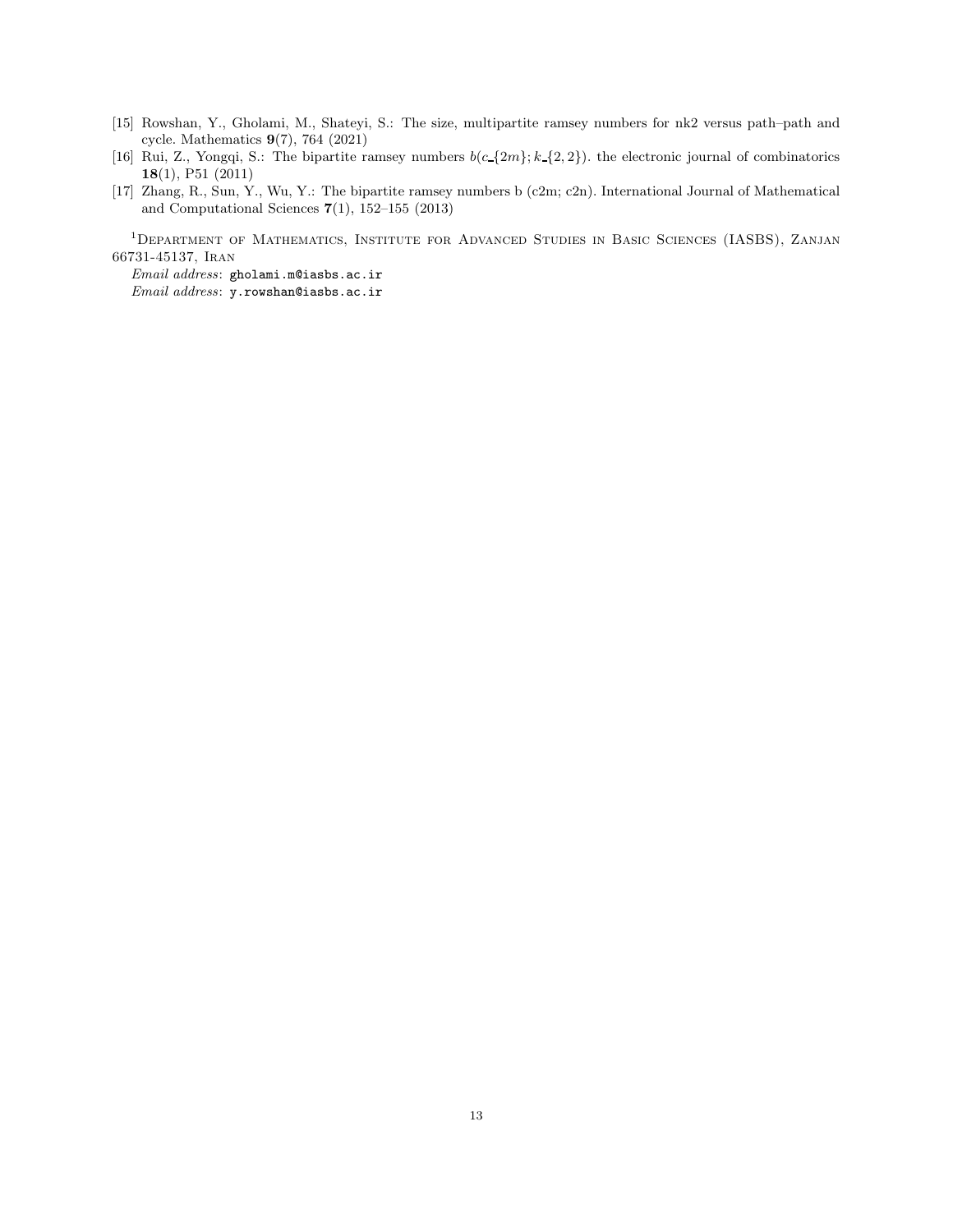[15] Rowshan, Y., Gholami, M., Shateyi, S.: The size, multipartite ramsey numbers for nk2 versus path–path and cycle. Mathematics **9**(7), 764 (2021)

[16] Rui, Z., Yongqi, S.: The bipartite ramsey numbers $b(c\_\{2m\}; k\_\{2, 2\})$. the electronic journal of combinatorics **18**(1), P51 (2011)

[17] Zhang, R., Sun, Y., Wu, Y.: The bipartite ramsey numbers b (c2m; c2n). International Journal of Mathematical and Computational Sciences **7**(1), 152–155 (2013)

[1]Department of Mathematics, Institute for Advanced Studies in Basic Sciences (IASBS), Zanjan 66731-45137, Iran

*Email address*: `gholami.m@iasbs.ac.ir`

*Email address*: `y.rowshan@iasbs.ac.ir`